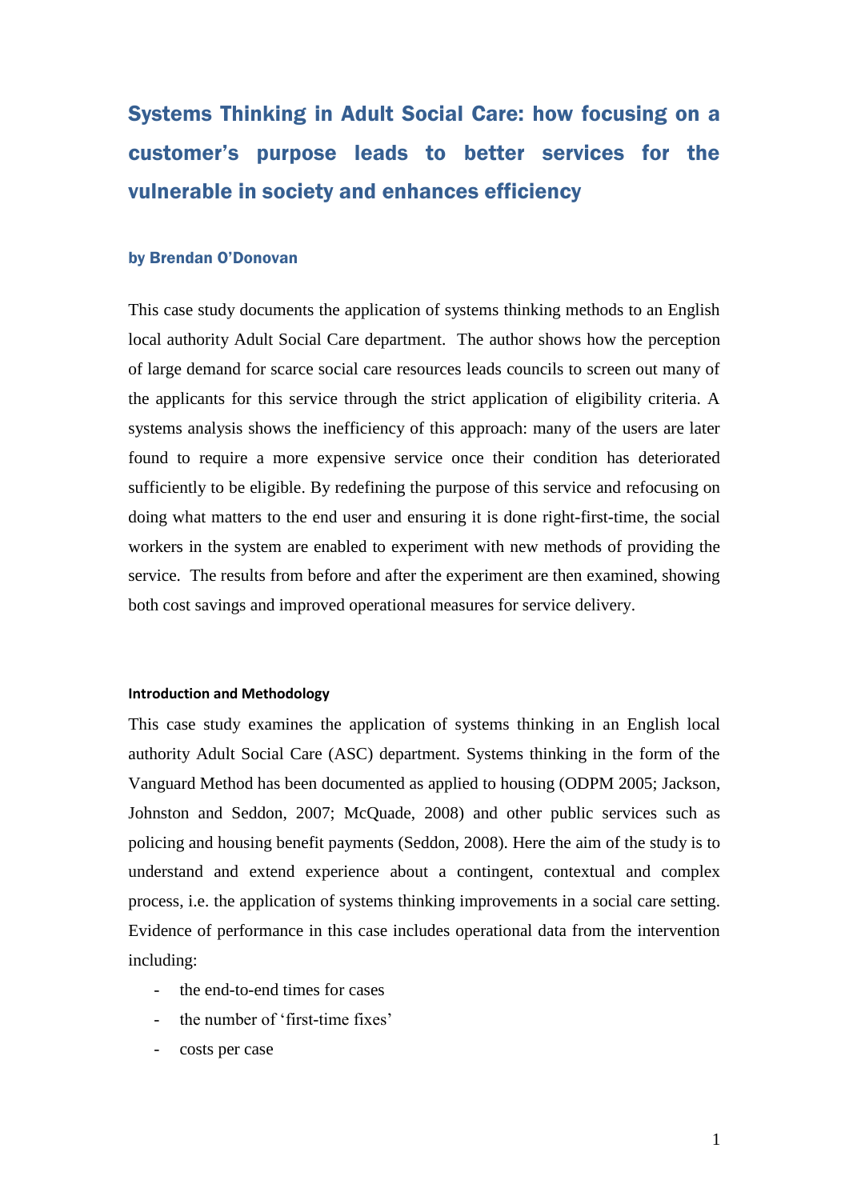# Systems Thinking in Adult Social Care: how focusing on a customer's purpose leads to better services for the vulnerable in society and enhances efficiency

**by Brendan O'Donovan**

This case study documents the application of systems thinking methods to an English local authority Adult Social Care department. The author shows how the perception of large demand for scarce social care resources leads councils to screen out many of the applicants for this service through the strict application of eligibility criteria. A systems analysis shows the inefficiency of this approach: many of the users are later found to require a more expensive service once their condition has deteriorated sufficiently to be eligible. By redefining the purpose of this service and refocusing on doing what matters to the end user and ensuring it is done right-first-time, the social workers in the system are enabled to experiment with new methods of providing the service. The results from before and after the experiment are then examined, showing both cost savings and improved operational measures for service delivery.

## Introduction and Methodology

This case study examines the application of systems thinking in an English local authority Adult Social Care (ASC) department. Systems thinking in the form of the Vanguard Method has been documented as applied to housing (ODPM 2005; Jackson, Johnston and Seddon, 2007; McQuade, 2008) and other public services such as policing and housing benefit payments (Seddon, 2008). Here the aim of the study is to understand and extend experience about a contingent, contextual and complex process, i.e. the application of systems thinking improvements in a social care setting. Evidence of performance in this case includes operational data from the intervention including:

- the end-to-end times for cases
- the number of 'first-time fixes'
- costs per case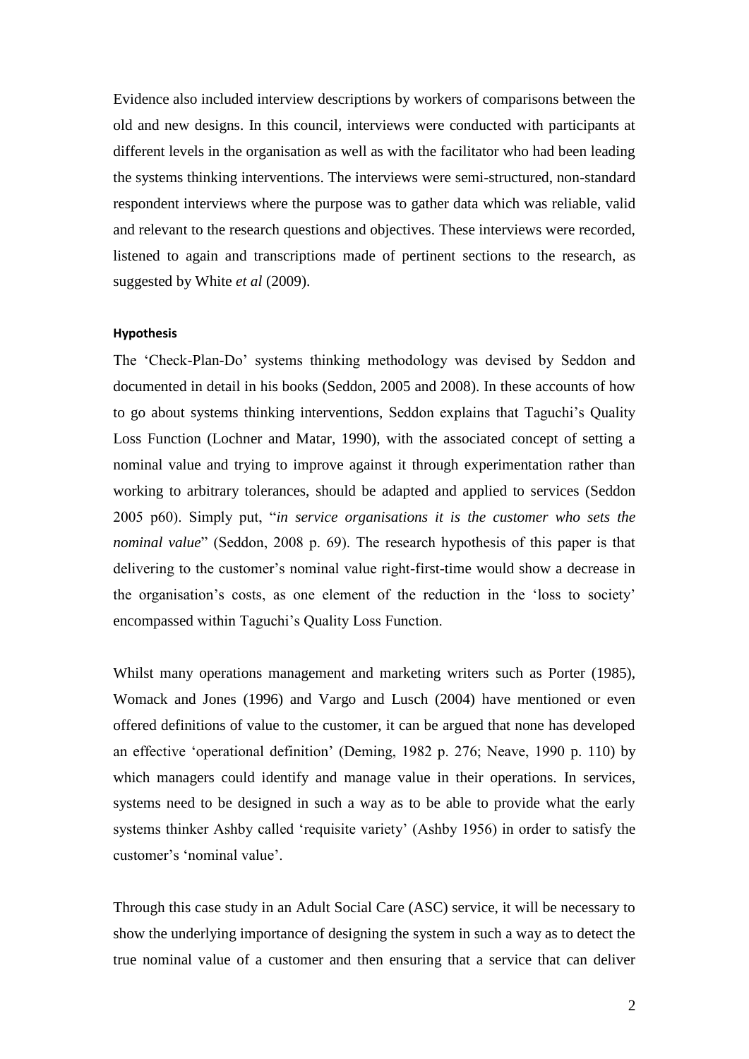Evidence also included interview descriptions by workers of comparisons between the old and new designs. In this council, interviews were conducted with participants at different levels in the organisation as well as with the facilitator who had been leading the systems thinking interventions. The interviews were semi-structured, non-standard respondent interviews where the purpose was to gather data which was reliable, valid and relevant to the research questions and objectives. These interviews were recorded, listened to again and transcriptions made of pertinent sections to the research, as suggested by White *et al* (2009).

#### Hypothesis

The 'Check-Plan-Do' systems thinking methodology was devised by Seddon and documented in detail in his books (Seddon, 2005 and 2008). In these accounts of how to go about systems thinking interventions, Seddon explains that Taguchi's Quality Loss Function (Lochner and Matar, 1990), with the associated concept of setting a nominal value and trying to improve against it through experimentation rather than working to arbitrary tolerances, should be adapted and applied to services (Seddon 2005 p60). Simply put, "*in service organisations it is the customer who sets the nominal value*" (Seddon, 2008 p. 69). The research hypothesis of this paper is that delivering to the customer's nominal value right-first-time would show a decrease in the organisation's costs, as one element of the reduction in the 'loss to society' encompassed within Taguchi's Quality Loss Function.

Whilst many operations management and marketing writers such as Porter (1985), Womack and Jones (1996) and Vargo and Lusch (2004) have mentioned or even offered definitions of value to the customer, it can be argued that none has developed an effective 'operational definition' (Deming, 1982 p. 276; Neave, 1990 p. 110) by which managers could identify and manage value in their operations. In services, systems need to be designed in such a way as to be able to provide what the early systems thinker Ashby called 'requisite variety' (Ashby 1956) in order to satisfy the customer's 'nominal value'.

Through this case study in an Adult Social Care (ASC) service, it will be necessary to show the underlying importance of designing the system in such a way as to detect the true nominal value of a customer and then ensuring that a service that can deliver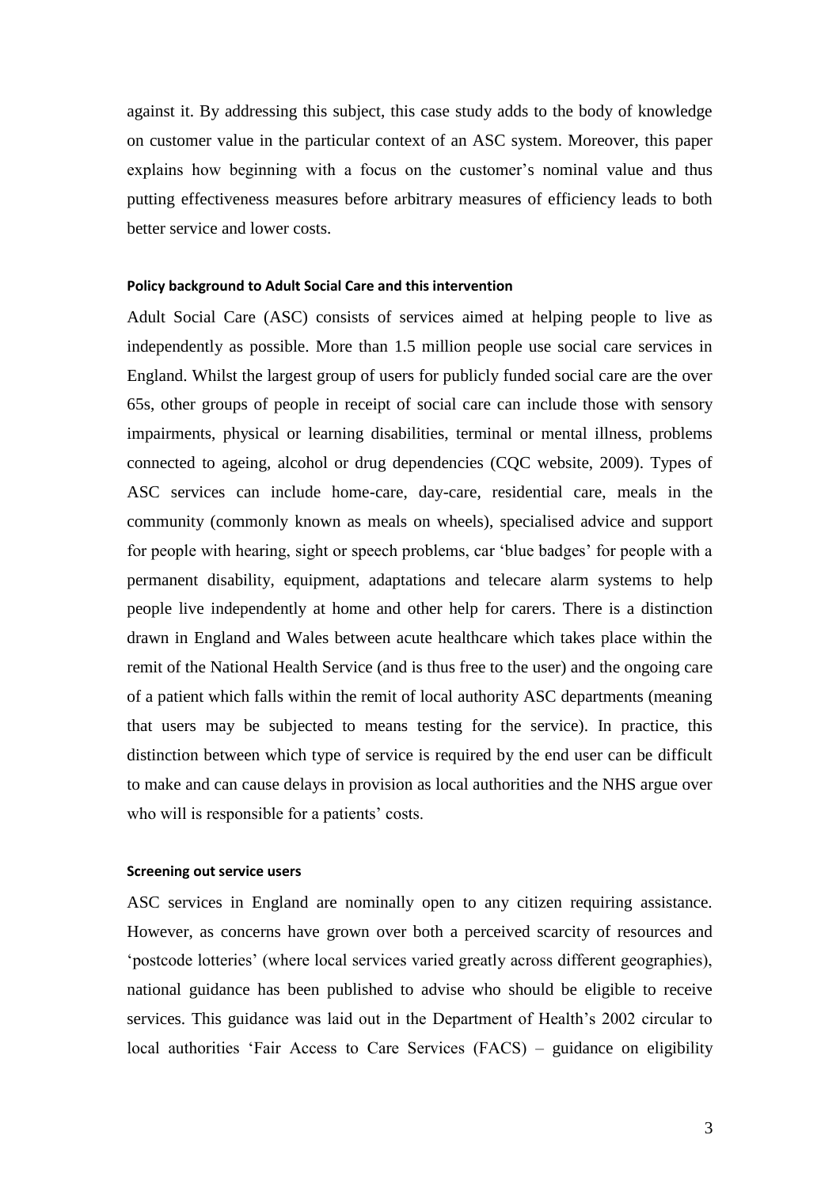against it. By addressing this subject, this case study adds to the body of knowledge on customer value in the particular context of an ASC system. Moreover, this paper explains how beginning with a focus on the customer's nominal value and thus putting effectiveness measures before arbitrary measures of efficiency leads to both better service and lower costs.

#### Policy background to Adult Social Care and this intervention

Adult Social Care (ASC) consists of services aimed at helping people to live as independently as possible. More than 1.5 million people use social care services in England. Whilst the largest group of users for publicly funded social care are the over 65s, other groups of people in receipt of social care can include those with sensory impairments, physical or learning disabilities, terminal or mental illness, problems connected to ageing, alcohol or drug dependencies (CQC website, 2009). Types of ASC services can include home-care, day-care, residential care, meals in the community (commonly known as meals on wheels), specialised advice and support for people with hearing, sight or speech problems, car 'blue badges' for people with a permanent disability, equipment, adaptations and telecare alarm systems to help people live independently at home and other help for carers. There is a distinction drawn in England and Wales between acute healthcare which takes place within the remit of the National Health Service (and is thus free to the user) and the ongoing care of a patient which falls within the remit of local authority ASC departments (meaning that users may be subjected to means testing for the service). In practice, this distinction between which type of service is required by the end user can be difficult to make and can cause delays in provision as local authorities and the NHS argue over who will is responsible for a patients' costs.

#### Screening out service users

ASC services in England are nominally open to any citizen requiring assistance. However, as concerns have grown over both a perceived scarcity of resources and 'postcode lotteries' (where local services varied greatly across different geographies), national guidance has been published to advise who should be eligible to receive services. This guidance was laid out in the Department of Health's 2002 circular to local authorities 'Fair Access to Care Services (FACS) – guidance on eligibility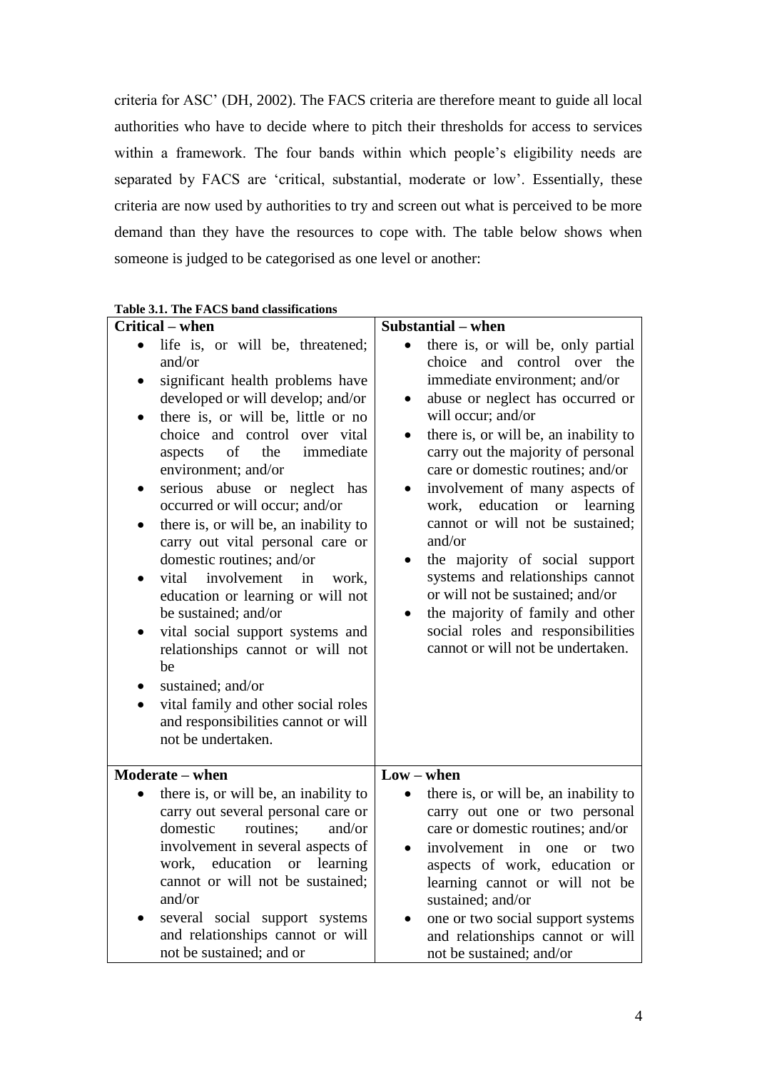criteria for ASC' (DH, 2002). The FACS criteria are therefore meant to guide all local authorities who have to decide where to pitch their thresholds for access to services within a framework. The four bands within which people's eligibility needs are separated by FACS are 'critical, substantial, moderate or low'. Essentially, these criteria are now used by authorities to try and screen out what is perceived to be more demand than they have the resources to cope with. The table below shows when someone is judged to be categorised as one level or another:

**Table 3.1. The FACS band classifications**

| **Critical – when** | **Substantial – when** |
|---|---|
| • life is, or will be, threatened; and/or<br>• significant health problems have developed or will develop; and/or<br>• there is, or will be, little or no choice and control over vital aspects of the immediate environment; and/or<br>• serious abuse or neglect has occurred or will occur; and/or<br>• there is, or will be, an inability to carry out vital personal care or domestic routines; and/or<br>• vital involvement in work, education or learning or will not be sustained; and/or<br>• vital social support systems and relationships cannot or will not be<br>• sustained; and/or<br>• vital family and other social roles and responsibilities cannot or will not be undertaken. | • there is, or will be, only partial choice and control over the immediate environment; and/or<br>• abuse or neglect has occurred or will occur; and/or<br>• there is, or will be, an inability to carry out the majority of personal care or domestic routines; and/or<br>• involvement of many aspects of work, education or learning cannot or will not be sustained; and/or<br>• the majority of social support systems and relationships cannot or will not be sustained; and/or<br>• the majority of family and other social roles and responsibilities cannot or will not be undertaken. |
| **Moderate – when** | **Low – when** |
| • there is, or will be, an inability to carry out several personal care or domestic routines; and/or involvement in several aspects of work, education or learning cannot or will not be sustained; and/or<br>• several social support systems and relationships cannot or will not be sustained; and or | • there is, or will be, an inability to carry out one or two personal care or domestic routines; and/or<br>• involvement in one or two aspects of work, education or learning cannot or will not be sustained; and/or<br>• one or two social support systems and relationships cannot or will not be sustained; and/or |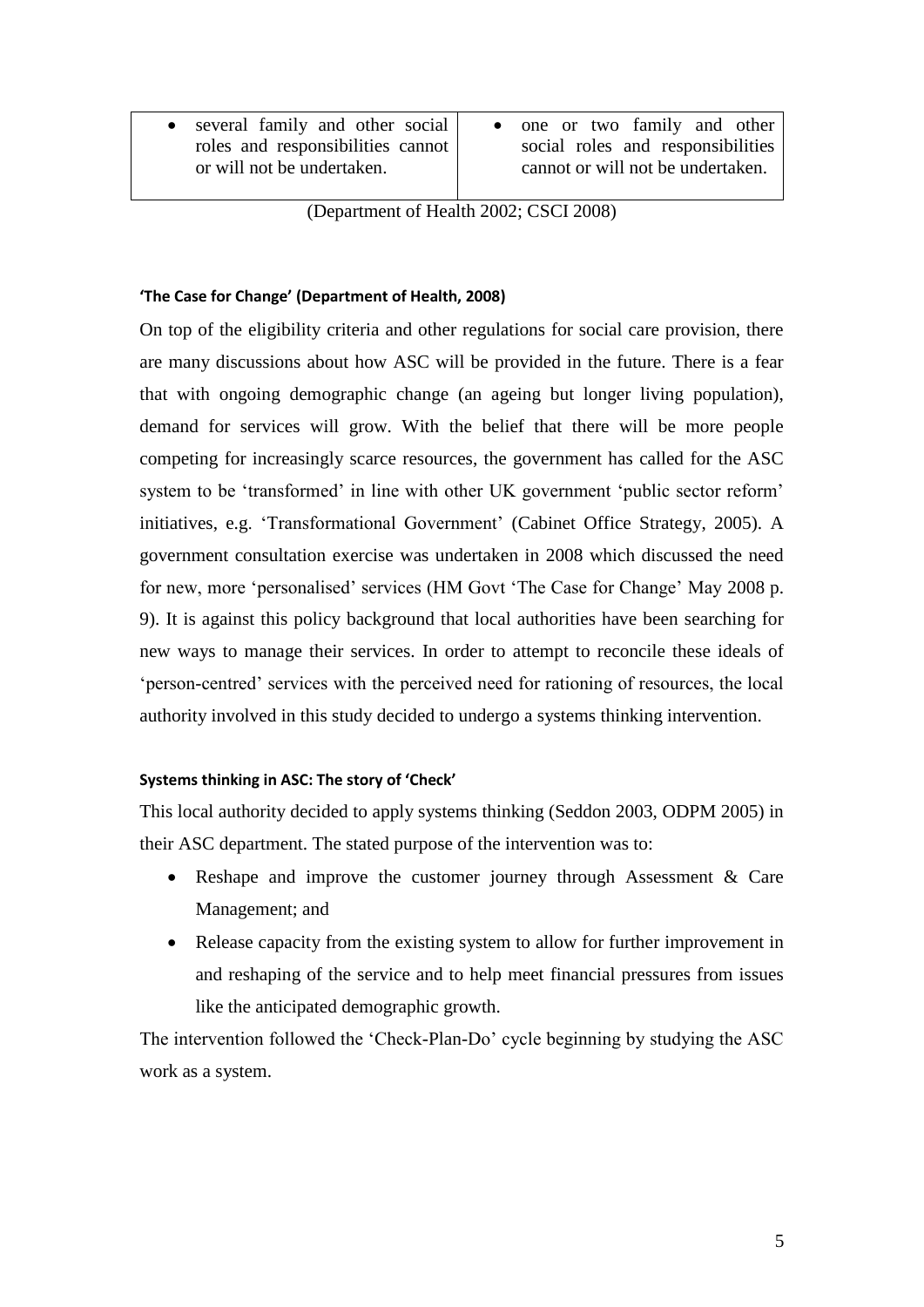| | |
|---|---|
| • several family and other social roles and responsibilities cannot or will not be undertaken. | • one or two family and other social roles and responsibilities cannot or will not be undertaken. |

(Department of Health 2002; CSCI 2008)

#### 'The Case for Change' (Department of Health, 2008)

On top of the eligibility criteria and other regulations for social care provision, there are many discussions about how ASC will be provided in the future. There is a fear that with ongoing demographic change (an ageing but longer living population), demand for services will grow. With the belief that there will be more people competing for increasingly scarce resources, the government has called for the ASC system to be 'transformed' in line with other UK government 'public sector reform' initiatives, e.g. 'Transformational Government' (Cabinet Office Strategy, 2005). A government consultation exercise was undertaken in 2008 which discussed the need for new, more 'personalised' services (HM Govt 'The Case for Change' May 2008 p. 9). It is against this policy background that local authorities have been searching for new ways to manage their services. In order to attempt to reconcile these ideals of 'person-centred' services with the perceived need for rationing of resources, the local authority involved in this study decided to undergo a systems thinking intervention.

#### Systems thinking in ASC: The story of 'Check'

This local authority decided to apply systems thinking (Seddon 2003, ODPM 2005) in their ASC department. The stated purpose of the intervention was to:

- Reshape and improve the customer journey through Assessment & Care Management; and
- Release capacity from the existing system to allow for further improvement in and reshaping of the service and to help meet financial pressures from issues like the anticipated demographic growth.

The intervention followed the 'Check-Plan-Do' cycle beginning by studying the ASC work as a system.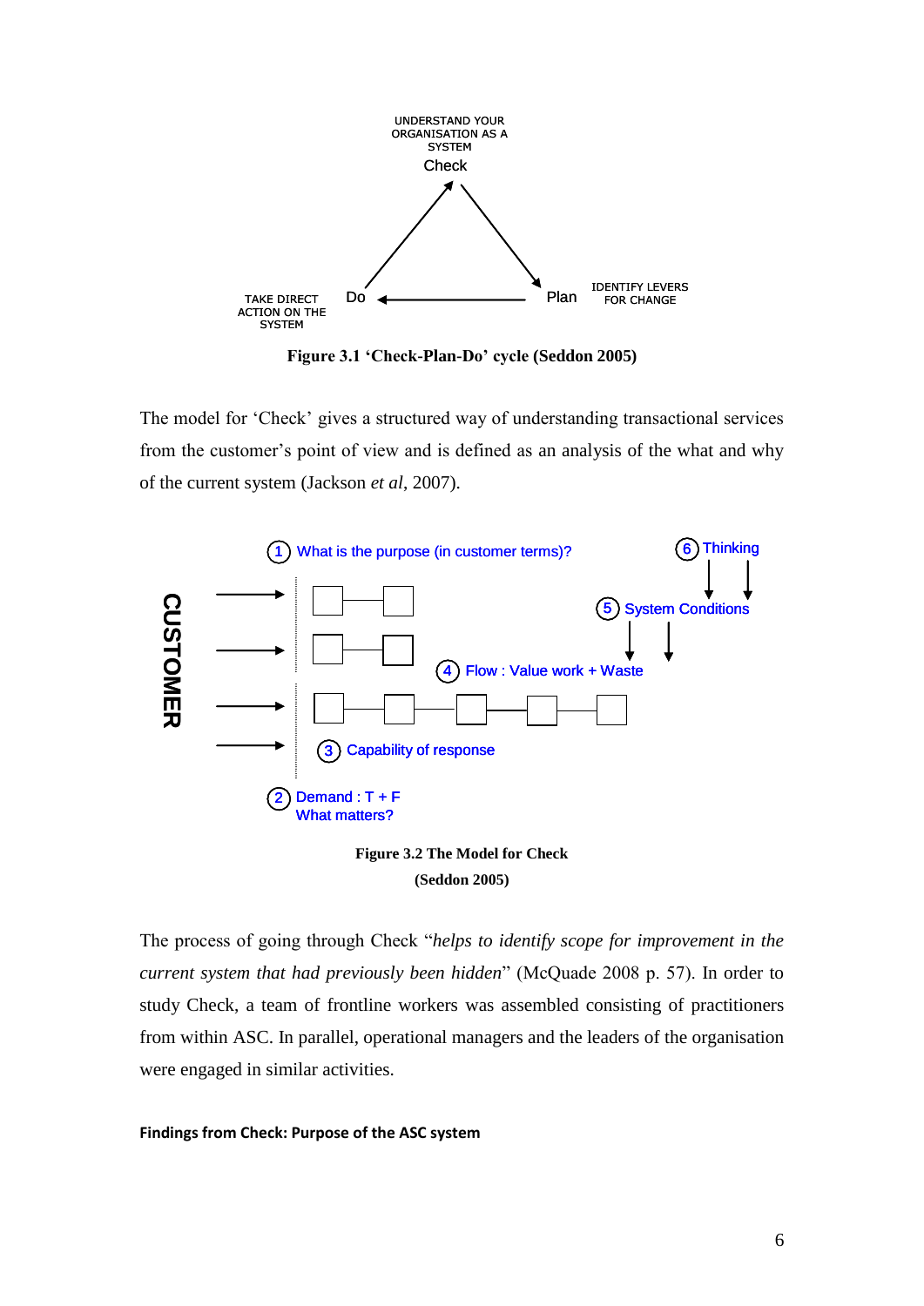UNDERSTAND YOUR ORGANISATION AS A SYSTEM
Check

TAKE DIRECT ACTION ON THE SYSTEM — Do

Plan — IDENTIFY LEVERS FOR CHANGE

**Figure 3.1 'Check-Plan-Do' cycle (Seddon 2005)**

The model for 'Check' gives a structured way of understanding transactional services from the customer's point of view and is defined as an analysis of the what and why of the current system (Jackson *et al*, 2007).

CUSTOMER

1. What is the purpose (in customer terms)?
2. Demand : T + F
   What matters?
3. Capability of response
4. Flow : Value work + Waste
5. System Conditions
6. Thinking

**Figure 3.2 The Model for Check (Seddon 2005)**

The process of going through Check "*helps to identify scope for improvement in the current system that had previously been hidden*" (McQuade 2008 p. 57). In order to study Check, a team of frontline workers was assembled consisting of practitioners from within ASC. In parallel, operational managers and the leaders of the organisation were engaged in similar activities.

**Findings from Check: Purpose of the ASC system**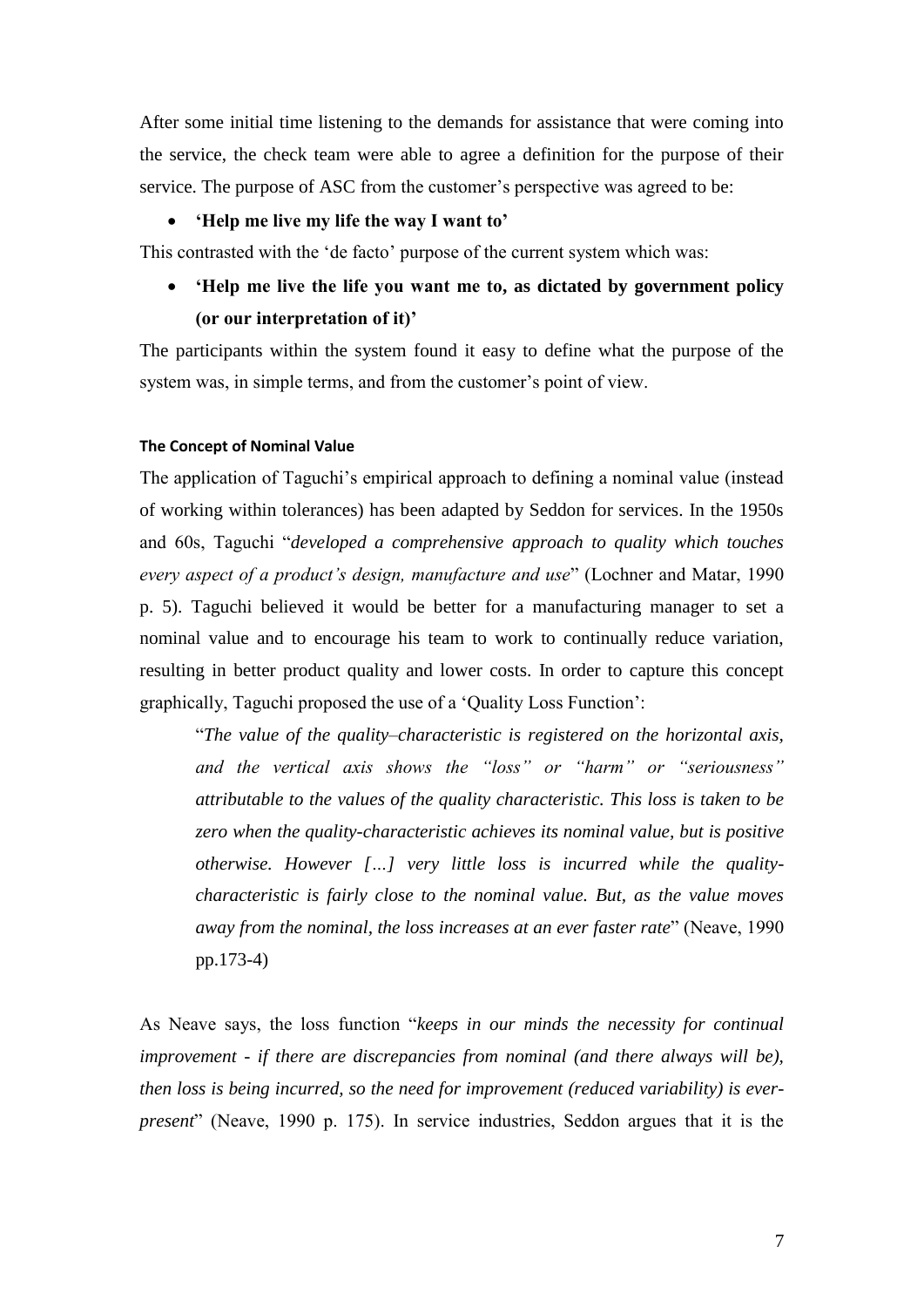After some initial time listening to the demands for assistance that were coming into the service, the check team were able to agree a definition for the purpose of their service. The purpose of ASC from the customer's perspective was agreed to be:

- **'Help me live my life the way I want to'**

This contrasted with the 'de facto' purpose of the current system which was:

- **'Help me live the life you want me to, as dictated by government policy (or our interpretation of it)'**

The participants within the system found it easy to define what the purpose of the system was, in simple terms, and from the customer's point of view.

#### The Concept of Nominal Value

The application of Taguchi's empirical approach to defining a nominal value (instead of working within tolerances) has been adapted by Seddon for services. In the 1950s and 60s, Taguchi "*developed a comprehensive approach to quality which touches every aspect of a product's design, manufacture and use*" (Lochner and Matar, 1990 p. 5). Taguchi believed it would be better for a manufacturing manager to set a nominal value and to encourage his team to work to continually reduce variation, resulting in better product quality and lower costs. In order to capture this concept graphically, Taguchi proposed the use of a 'Quality Loss Function':

> "*The value of the quality–characteristic is registered on the horizontal axis, and the vertical axis shows the "loss" or "harm" or "seriousness" attributable to the values of the quality characteristic. This loss is taken to be zero when the quality-characteristic achieves its nominal value, but is positive otherwise. However […] very little loss is incurred while the quality-characteristic is fairly close to the nominal value. But, as the value moves away from the nominal, the loss increases at an ever faster rate*" (Neave, 1990 pp.173-4)

As Neave says, the loss function "*keeps in our minds the necessity for continual improvement - if there are discrepancies from nominal (and there always will be), then loss is being incurred, so the need for improvement (reduced variability) is ever-present*" (Neave, 1990 p. 175). In service industries, Seddon argues that it is the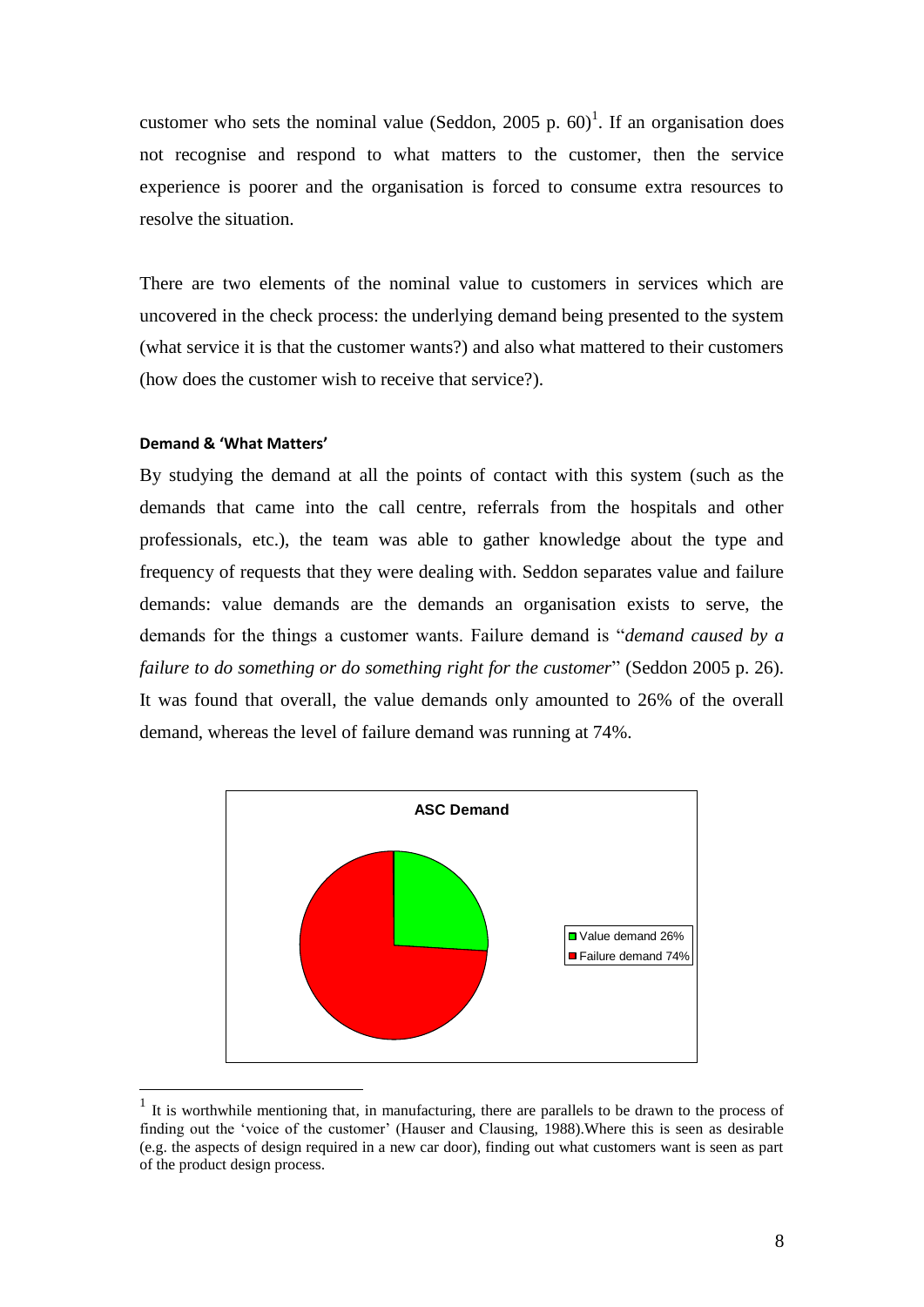customer who sets the nominal value (Seddon, 2005 p. 60)[1]. If an organisation does not recognise and respond to what matters to the customer, then the service experience is poorer and the organisation is forced to consume extra resources to resolve the situation.

There are two elements of the nominal value to customers in services which are uncovered in the check process: the underlying demand being presented to the system (what service it is that the customer wants?) and also what mattered to their customers (how does the customer wish to receive that service?).

#### Demand & 'What Matters'

By studying the demand at all the points of contact with this system (such as the demands that came into the call centre, referrals from the hospitals and other professionals, etc.), the team was able to gather knowledge about the type and frequency of requests that they were dealing with. Seddon separates value and failure demands: value demands are the demands an organisation exists to serve, the demands for the things a customer wants. Failure demand is "*demand caused by a failure to do something or do something right for the customer*" (Seddon 2005 p. 26). It was found that overall, the value demands only amounted to 26% of the overall demand, whereas the level of failure demand was running at 74%.

**ASC Demand**

- Value demand 26%
- Failure demand 74%

[1] It is worthwhile mentioning that, in manufacturing, there are parallels to be drawn to the process of finding out the 'voice of the customer' (Hauser and Clausing, 1988).Where this is seen as desirable (e.g. the aspects of design required in a new car door), finding out what customers want is seen as part of the product design process.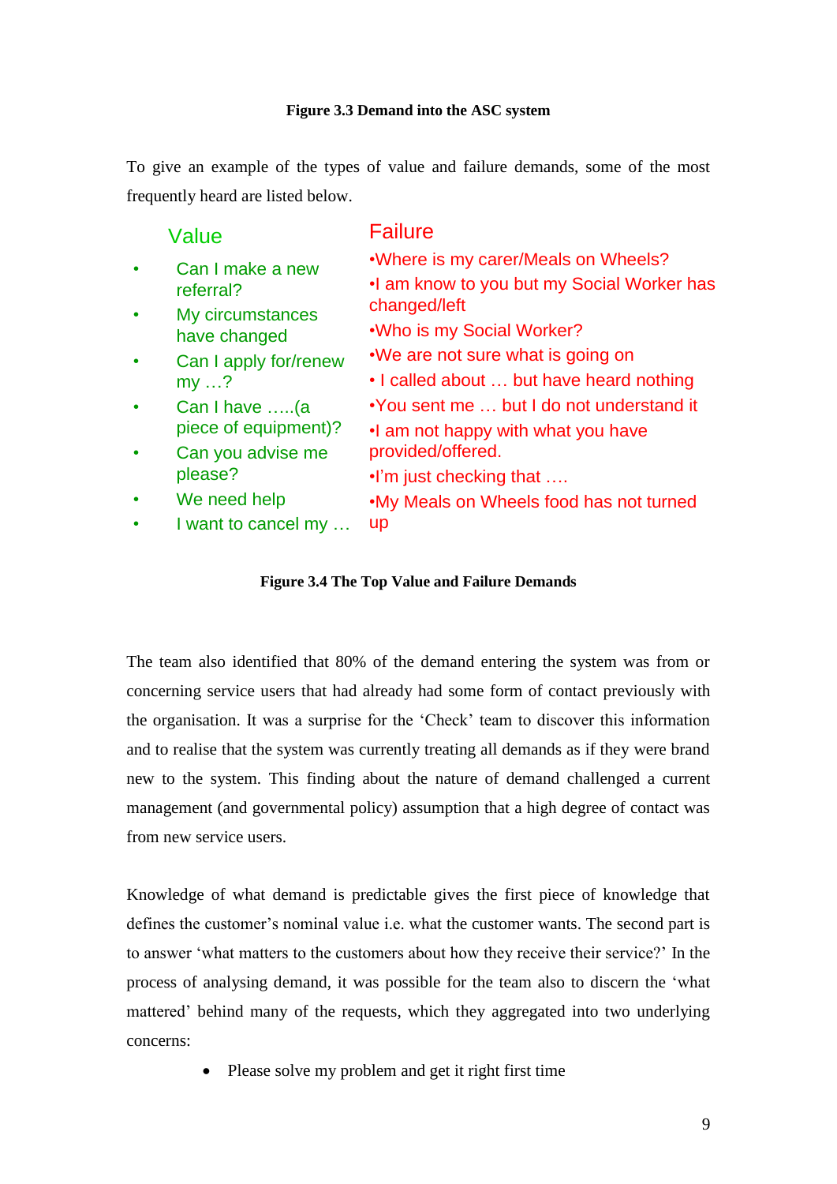**Figure 3.3 Demand into the ASC system**

To give an example of the types of value and failure demands, some of the most frequently heard are listed below.

| Value | Failure |
| --- | --- |
| • Can I make a new referral? | •Where is my carer/Meals on Wheels? |
| • My circumstances have changed | •I am know to you but my Social Worker has changed/left |
| • Can I apply for/renew my …? | •Who is my Social Worker? |
| • Can I have …..(a piece of equipment)? | •We are not sure what is going on |
| • Can you advise me please? | • I called about … but have heard nothing |
| • We need help | •You sent me … but I do not understand it |
| • I want to cancel my … | •I am not happy with what you have provided/offered. |
| | •I'm just checking that …. |
| | •My Meals on Wheels food has not turned up |

**Figure 3.4 The Top Value and Failure Demands**

The team also identified that 80% of the demand entering the system was from or concerning service users that had already had some form of contact previously with the organisation. It was a surprise for the 'Check' team to discover this information and to realise that the system was currently treating all demands as if they were brand new to the system. This finding about the nature of demand challenged a current management (and governmental policy) assumption that a high degree of contact was from new service users.

Knowledge of what demand is predictable gives the first piece of knowledge that defines the customer's nominal value i.e. what the customer wants. The second part is to answer 'what matters to the customers about how they receive their service?' In the process of analysing demand, it was possible for the team also to discern the 'what mattered' behind many of the requests, which they aggregated into two underlying concerns:

- Please solve my problem and get it right first time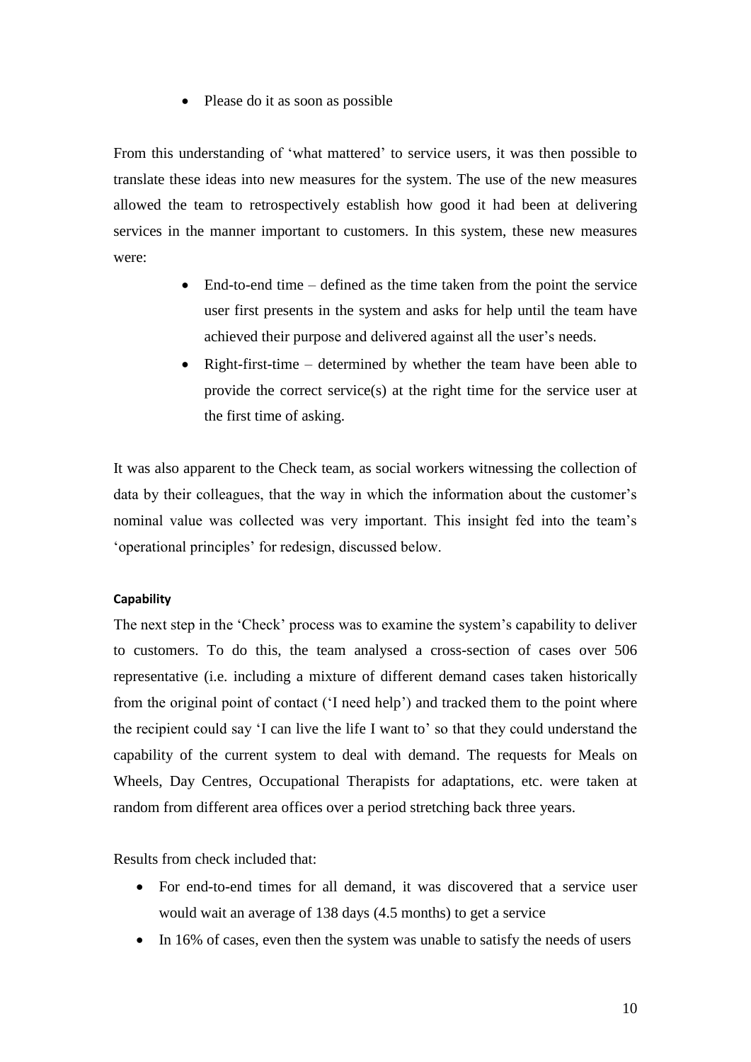- Please do it as soon as possible

From this understanding of 'what mattered' to service users, it was then possible to translate these ideas into new measures for the system. The use of the new measures allowed the team to retrospectively establish how good it had been at delivering services in the manner important to customers. In this system, these new measures were:

- End-to-end time – defined as the time taken from the point the service user first presents in the system and asks for help until the team have achieved their purpose and delivered against all the user's needs.
- Right-first-time – determined by whether the team have been able to provide the correct service(s) at the right time for the service user at the first time of asking.

It was also apparent to the Check team, as social workers witnessing the collection of data by their colleagues, that the way in which the information about the customer's nominal value was collected was very important. This insight fed into the team's 'operational principles' for redesign, discussed below.

#### Capability

The next step in the 'Check' process was to examine the system's capability to deliver to customers. To do this, the team analysed a cross-section of cases over 506 representative (i.e. including a mixture of different demand cases taken historically from the original point of contact ('I need help') and tracked them to the point where the recipient could say 'I can live the life I want to' so that they could understand the capability of the current system to deal with demand. The requests for Meals on Wheels, Day Centres, Occupational Therapists for adaptations, etc. were taken at random from different area offices over a period stretching back three years.

Results from check included that:

- For end-to-end times for all demand, it was discovered that a service user would wait an average of 138 days (4.5 months) to get a service
- In 16% of cases, even then the system was unable to satisfy the needs of users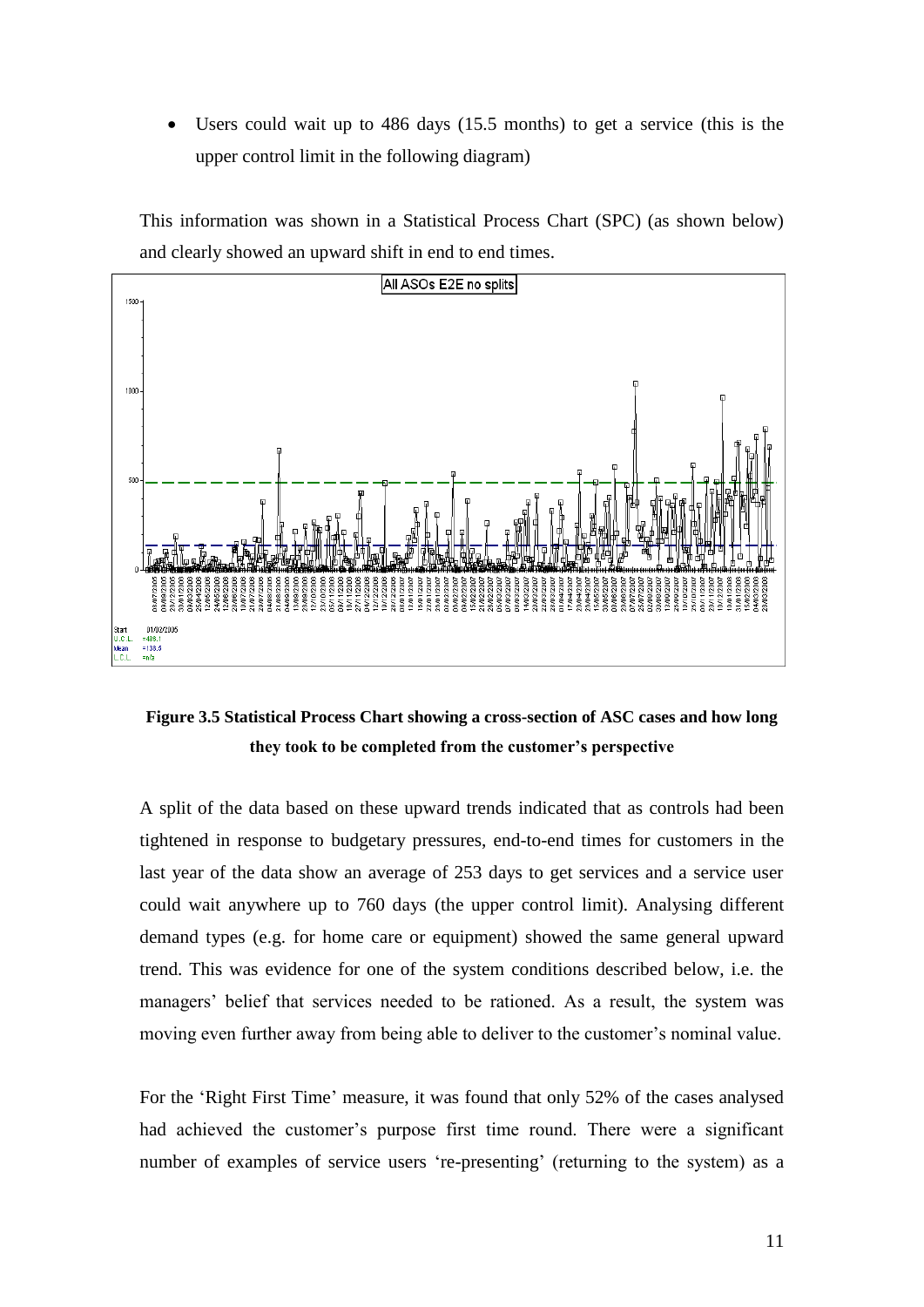- Users could wait up to 486 days (15.5 months) to get a service (this is the upper control limit in the following diagram)

This information was shown in a Statistical Process Chart (SPC) (as shown below) and clearly showed an upward shift in end to end times.

**Figure 3.5 Statistical Process Chart showing a cross-section of ASC cases and how long they took to be completed from the customer's perspective**

A split of the data based on these upward trends indicated that as controls had been tightened in response to budgetary pressures, end-to-end times for customers in the last year of the data show an average of 253 days to get services and a service user could wait anywhere up to 760 days (the upper control limit). Analysing different demand types (e.g. for home care or equipment) showed the same general upward trend. This was evidence for one of the system conditions described below, i.e. the managers' belief that services needed to be rationed. As a result, the system was moving even further away from being able to deliver to the customer's nominal value.

For the 'Right First Time' measure, it was found that only 52% of the cases analysed had achieved the customer's purpose first time round. There were a significant number of examples of service users 're-presenting' (returning to the system) as a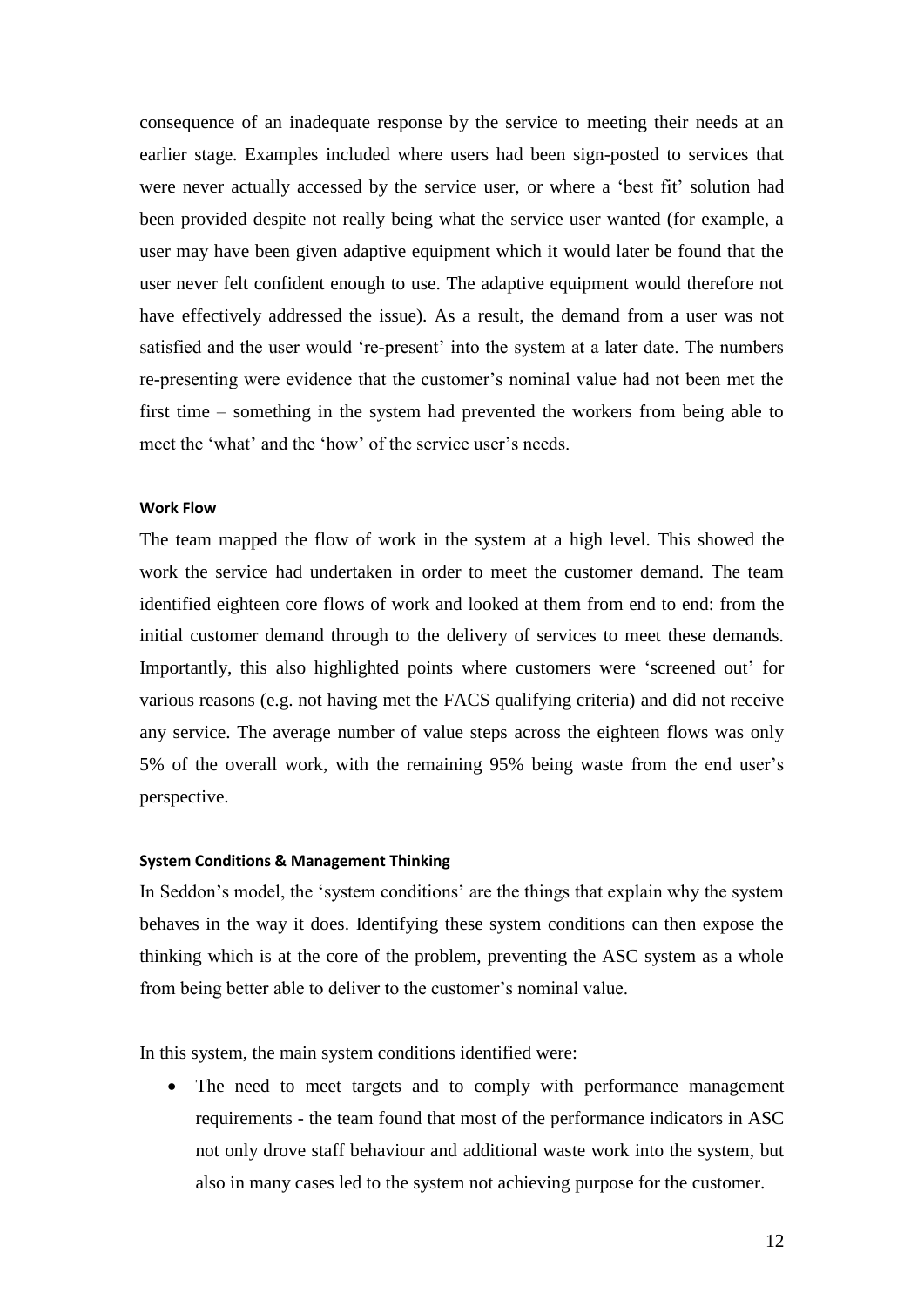consequence of an inadequate response by the service to meeting their needs at an earlier stage. Examples included where users had been sign-posted to services that were never actually accessed by the service user, or where a 'best fit' solution had been provided despite not really being what the service user wanted (for example, a user may have been given adaptive equipment which it would later be found that the user never felt confident enough to use. The adaptive equipment would therefore not have effectively addressed the issue). As a result, the demand from a user was not satisfied and the user would 're-present' into the system at a later date. The numbers re-presenting were evidence that the customer's nominal value had not been met the first time – something in the system had prevented the workers from being able to meet the 'what' and the 'how' of the service user's needs.

#### Work Flow

The team mapped the flow of work in the system at a high level. This showed the work the service had undertaken in order to meet the customer demand. The team identified eighteen core flows of work and looked at them from end to end: from the initial customer demand through to the delivery of services to meet these demands. Importantly, this also highlighted points where customers were 'screened out' for various reasons (e.g. not having met the FACS qualifying criteria) and did not receive any service. The average number of value steps across the eighteen flows was only 5% of the overall work, with the remaining 95% being waste from the end user's perspective.

#### System Conditions & Management Thinking

In Seddon's model, the 'system conditions' are the things that explain why the system behaves in the way it does. Identifying these system conditions can then expose the thinking which is at the core of the problem, preventing the ASC system as a whole from being better able to deliver to the customer's nominal value.

In this system, the main system conditions identified were:

- The need to meet targets and to comply with performance management requirements - the team found that most of the performance indicators in ASC not only drove staff behaviour and additional waste work into the system, but also in many cases led to the system not achieving purpose for the customer.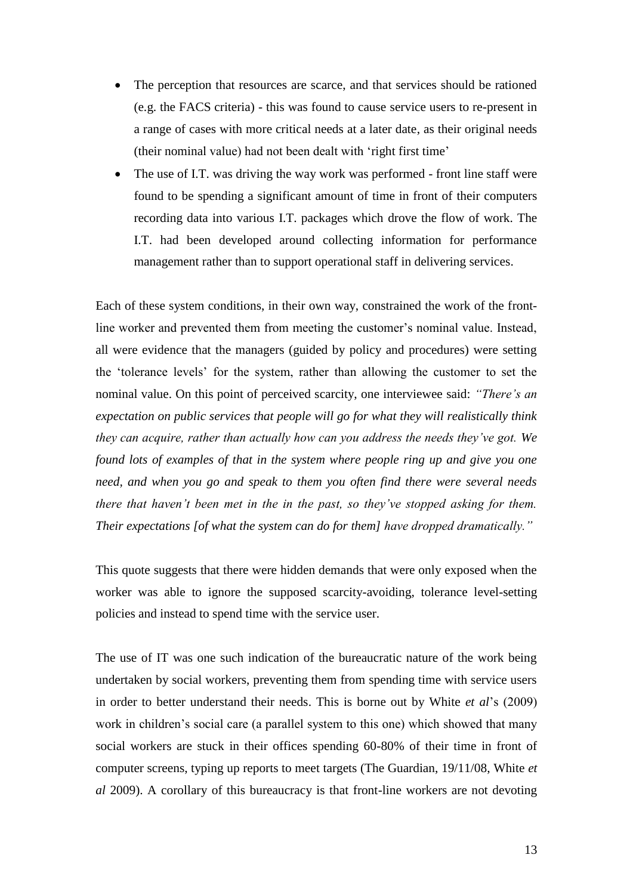- The perception that resources are scarce, and that services should be rationed (e.g. the FACS criteria) - this was found to cause service users to re-present in a range of cases with more critical needs at a later date, as their original needs (their nominal value) had not been dealt with 'right first time'
- The use of I.T. was driving the way work was performed - front line staff were found to be spending a significant amount of time in front of their computers recording data into various I.T. packages which drove the flow of work. The I.T. had been developed around collecting information for performance management rather than to support operational staff in delivering services.

Each of these system conditions, in their own way, constrained the work of the front-line worker and prevented them from meeting the customer's nominal value. Instead, all were evidence that the managers (guided by policy and procedures) were setting the 'tolerance levels' for the system, rather than allowing the customer to set the nominal value. On this point of perceived scarcity, one interviewee said: *"There's an expectation on public services that people will go for what they will realistically think they can acquire, rather than actually how can you address the needs they've got. We found lots of examples of that in the system where people ring up and give you one need, and when you go and speak to them you often find there were several needs there that haven't been met in the in the past, so they've stopped asking for them. Their expectations [of what the system can do for them] have dropped dramatically."*

This quote suggests that there were hidden demands that were only exposed when the worker was able to ignore the supposed scarcity-avoiding, tolerance level-setting policies and instead to spend time with the service user.

The use of IT was one such indication of the bureaucratic nature of the work being undertaken by social workers, preventing them from spending time with service users in order to better understand their needs. This is borne out by White *et al*'s (2009) work in children's social care (a parallel system to this one) which showed that many social workers are stuck in their offices spending 60-80% of their time in front of computer screens, typing up reports to meet targets (The Guardian, 19/11/08, White *et al* 2009). A corollary of this bureaucracy is that front-line workers are not devoting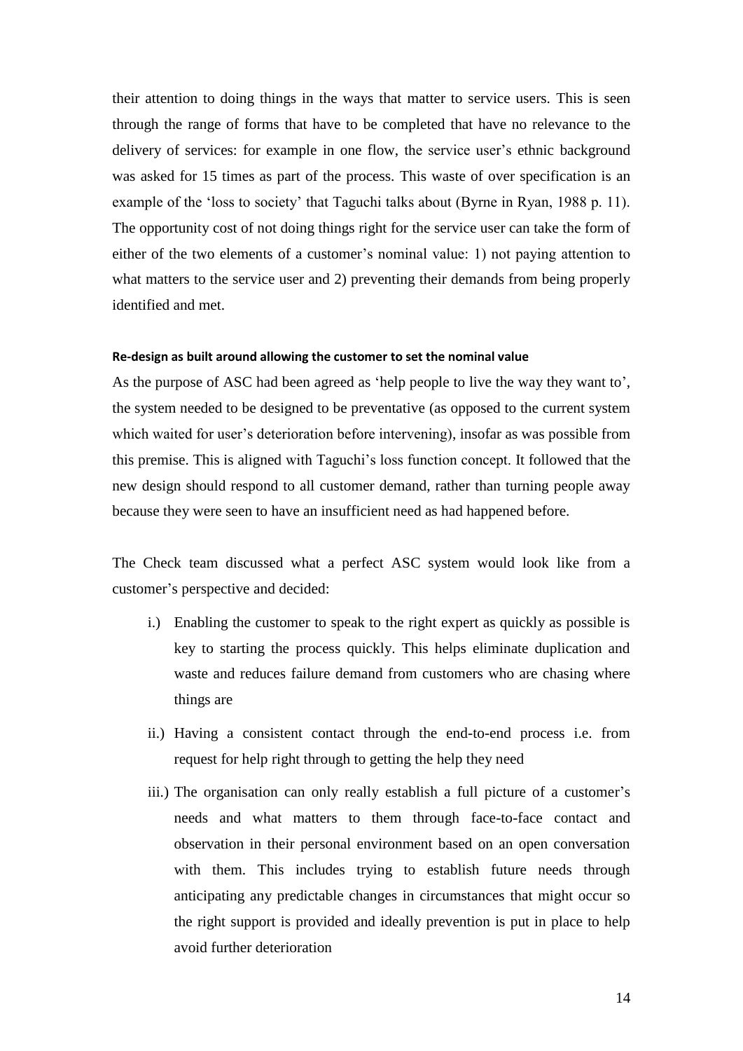their attention to doing things in the ways that matter to service users. This is seen through the range of forms that have to be completed that have no relevance to the delivery of services: for example in one flow, the service user's ethnic background was asked for 15 times as part of the process. This waste of over specification is an example of the 'loss to society' that Taguchi talks about (Byrne in Ryan, 1988 p. 11). The opportunity cost of not doing things right for the service user can take the form of either of the two elements of a customer's nominal value: 1) not paying attention to what matters to the service user and 2) preventing their demands from being properly identified and met.

#### Re-design as built around allowing the customer to set the nominal value

As the purpose of ASC had been agreed as 'help people to live the way they want to', the system needed to be designed to be preventative (as opposed to the current system which waited for user's deterioration before intervening), insofar as was possible from this premise. This is aligned with Taguchi's loss function concept. It followed that the new design should respond to all customer demand, rather than turning people away because they were seen to have an insufficient need as had happened before.

The Check team discussed what a perfect ASC system would look like from a customer's perspective and decided:

i.) Enabling the customer to speak to the right expert as quickly as possible is key to starting the process quickly. This helps eliminate duplication and waste and reduces failure demand from customers who are chasing where things are

ii.) Having a consistent contact through the end-to-end process i.e. from request for help right through to getting the help they need

iii.) The organisation can only really establish a full picture of a customer's needs and what matters to them through face-to-face contact and observation in their personal environment based on an open conversation with them. This includes trying to establish future needs through anticipating any predictable changes in circumstances that might occur so the right support is provided and ideally prevention is put in place to help avoid further deterioration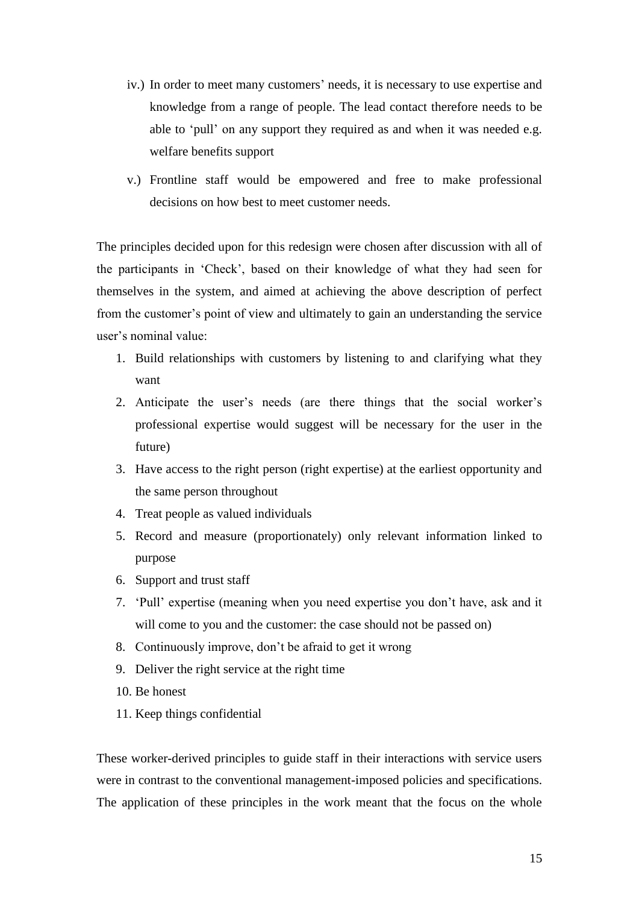iv.) In order to meet many customers' needs, it is necessary to use expertise and knowledge from a range of people. The lead contact therefore needs to be able to 'pull' on any support they required as and when it was needed e.g. welfare benefits support

v.) Frontline staff would be empowered and free to make professional decisions on how best to meet customer needs.

The principles decided upon for this redesign were chosen after discussion with all of the participants in 'Check', based on their knowledge of what they had seen for themselves in the system, and aimed at achieving the above description of perfect from the customer's point of view and ultimately to gain an understanding the service user's nominal value:

1. Build relationships with customers by listening to and clarifying what they want
2. Anticipate the user's needs (are there things that the social worker's professional expertise would suggest will be necessary for the user in the future)
3. Have access to the right person (right expertise) at the earliest opportunity and the same person throughout
4. Treat people as valued individuals
5. Record and measure (proportionately) only relevant information linked to purpose
6. Support and trust staff
7. 'Pull' expertise (meaning when you need expertise you don't have, ask and it will come to you and the customer: the case should not be passed on)
8. Continuously improve, don't be afraid to get it wrong
9. Deliver the right service at the right time
10. Be honest
11. Keep things confidential

These worker-derived principles to guide staff in their interactions with service users were in contrast to the conventional management-imposed policies and specifications. The application of these principles in the work meant that the focus on the whole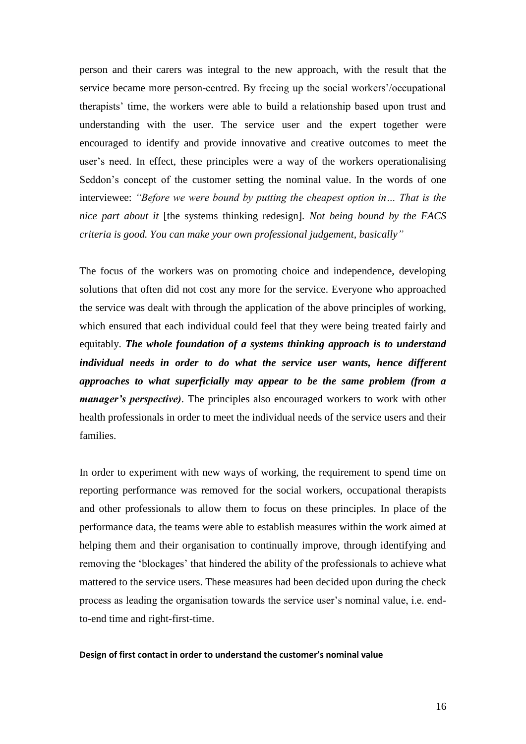person and their carers was integral to the new approach, with the result that the service became more person-centred. By freeing up the social workers'/occupational therapists' time, the workers were able to build a relationship based upon trust and understanding with the user. The service user and the expert together were encouraged to identify and provide innovative and creative outcomes to meet the user's need. In effect, these principles were a way of the workers operationalising Seddon's concept of the customer setting the nominal value. In the words of one interviewee: *"Before we were bound by putting the cheapest option in… That is the nice part about it* [the systems thinking redesign]. *Not being bound by the FACS criteria is good. You can make your own professional judgement, basically"*

The focus of the workers was on promoting choice and independence, developing solutions that often did not cost any more for the service. Everyone who approached the service was dealt with through the application of the above principles of working, which ensured that each individual could feel that they were being treated fairly and equitably. ***The whole foundation of a systems thinking approach is to understand individual needs in order to do what the service user wants, hence different approaches to what superficially may appear to be the same problem (from a manager's perspective)***. The principles also encouraged workers to work with other health professionals in order to meet the individual needs of the service users and their families.

In order to experiment with new ways of working, the requirement to spend time on reporting performance was removed for the social workers, occupational therapists and other professionals to allow them to focus on these principles. In place of the performance data, the teams were able to establish measures within the work aimed at helping them and their organisation to continually improve, through identifying and removing the 'blockages' that hindered the ability of the professionals to achieve what mattered to the service users. These measures had been decided upon during the check process as leading the organisation towards the service user's nominal value, i.e. end-to-end time and right-first-time.

#### Design of first contact in order to understand the customer's nominal value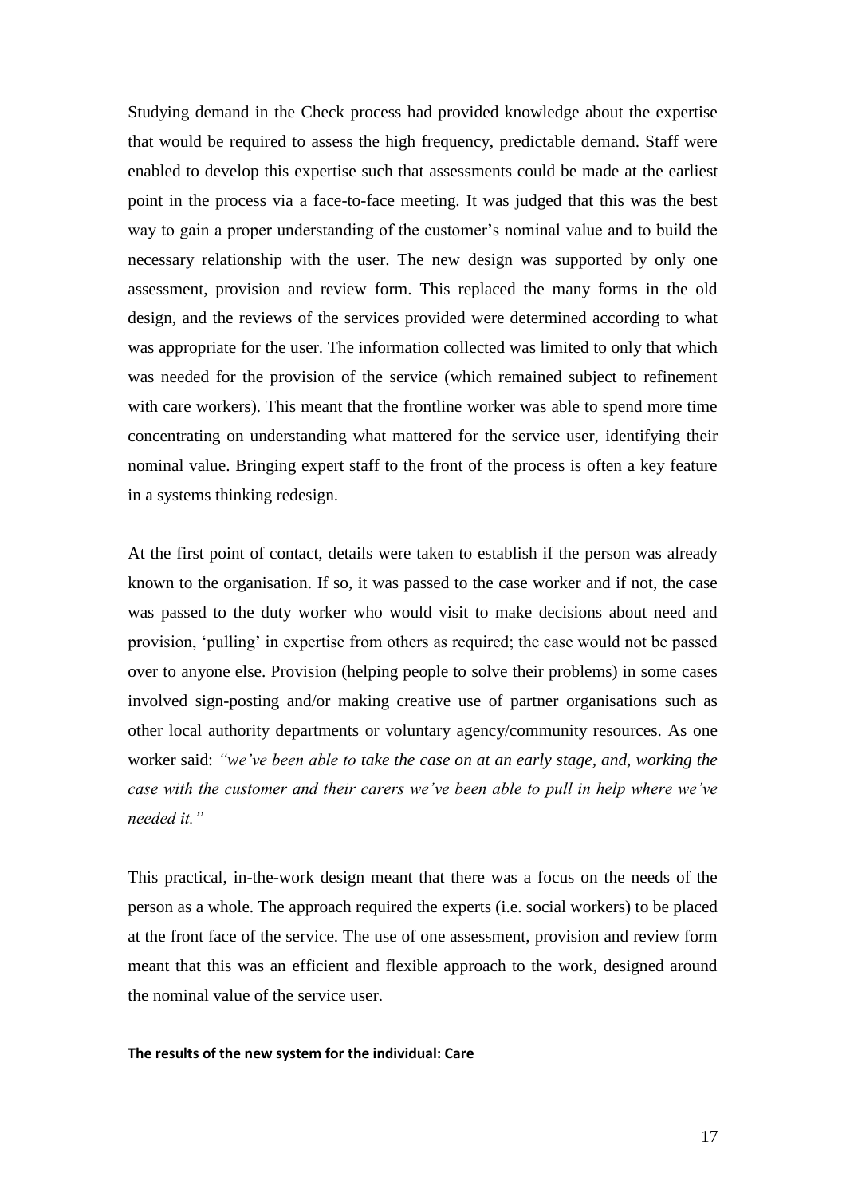Studying demand in the Check process had provided knowledge about the expertise that would be required to assess the high frequency, predictable demand. Staff were enabled to develop this expertise such that assessments could be made at the earliest point in the process via a face-to-face meeting. It was judged that this was the best way to gain a proper understanding of the customer's nominal value and to build the necessary relationship with the user. The new design was supported by only one assessment, provision and review form. This replaced the many forms in the old design, and the reviews of the services provided were determined according to what was appropriate for the user. The information collected was limited to only that which was needed for the provision of the service (which remained subject to refinement with care workers). This meant that the frontline worker was able to spend more time concentrating on understanding what mattered for the service user, identifying their nominal value. Bringing expert staff to the front of the process is often a key feature in a systems thinking redesign.

At the first point of contact, details were taken to establish if the person was already known to the organisation. If so, it was passed to the case worker and if not, the case was passed to the duty worker who would visit to make decisions about need and provision, 'pulling' in expertise from others as required; the case would not be passed over to anyone else. Provision (helping people to solve their problems) in some cases involved sign-posting and/or making creative use of partner organisations such as other local authority departments or voluntary agency/community resources. As one worker said: *"we've been able to take the case on at an early stage, and, working the case with the customer and their carers we've been able to pull in help where we've needed it."*

This practical, in-the-work design meant that there was a focus on the needs of the person as a whole. The approach required the experts (i.e. social workers) to be placed at the front face of the service. The use of one assessment, provision and review form meant that this was an efficient and flexible approach to the work, designed around the nominal value of the service user.

**The results of the new system for the individual: Care**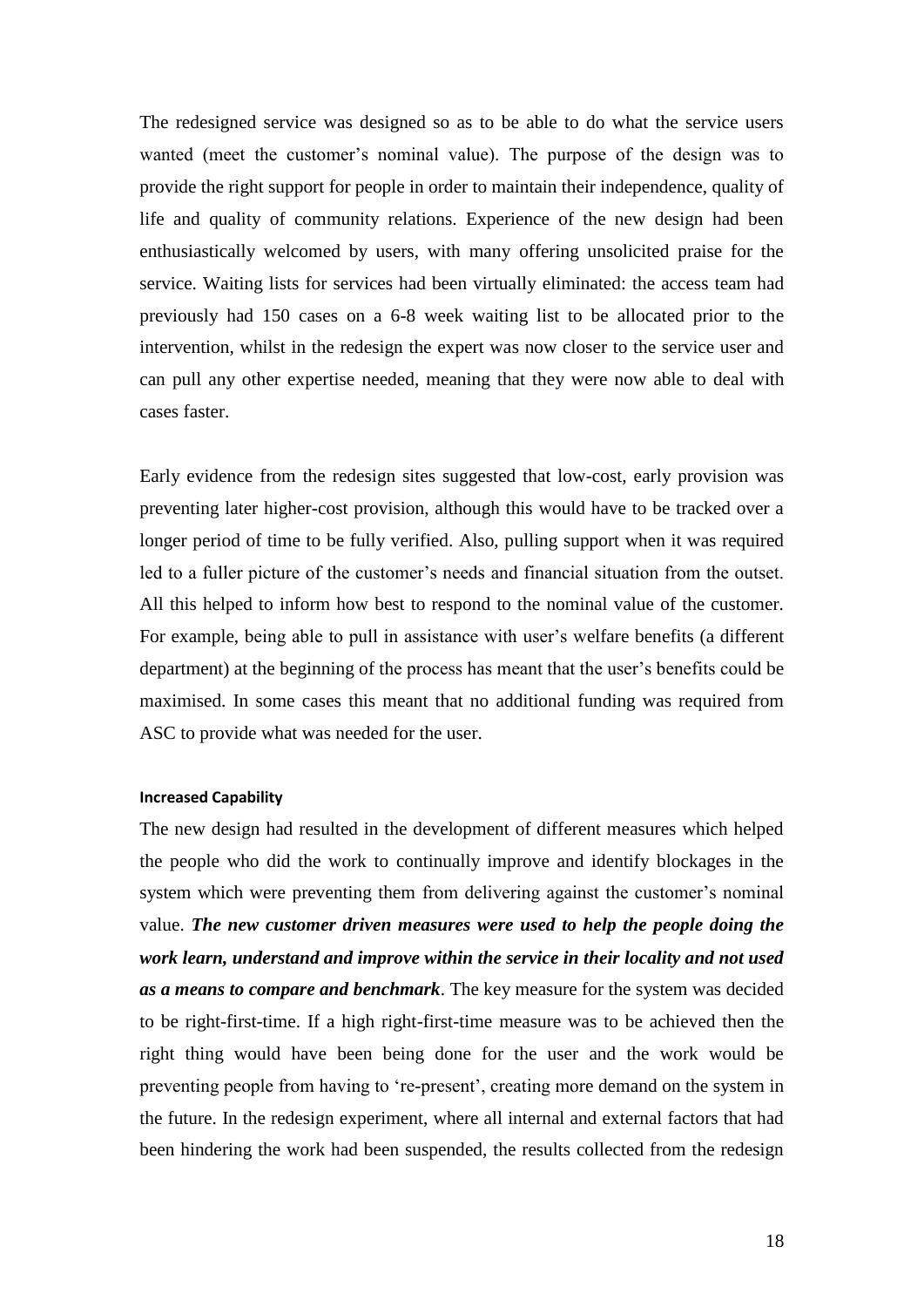The redesigned service was designed so as to be able to do what the service users wanted (meet the customer's nominal value). The purpose of the design was to provide the right support for people in order to maintain their independence, quality of life and quality of community relations. Experience of the new design had been enthusiastically welcomed by users, with many offering unsolicited praise for the service. Waiting lists for services had been virtually eliminated: the access team had previously had 150 cases on a 6-8 week waiting list to be allocated prior to the intervention, whilst in the redesign the expert was now closer to the service user and can pull any other expertise needed, meaning that they were now able to deal with cases faster.

Early evidence from the redesign sites suggested that low-cost, early provision was preventing later higher-cost provision, although this would have to be tracked over a longer period of time to be fully verified. Also, pulling support when it was required led to a fuller picture of the customer's needs and financial situation from the outset. All this helped to inform how best to respond to the nominal value of the customer. For example, being able to pull in assistance with user's welfare benefits (a different department) at the beginning of the process has meant that the user's benefits could be maximised. In some cases this meant that no additional funding was required from ASC to provide what was needed for the user.

#### Increased Capability

The new design had resulted in the development of different measures which helped the people who did the work to continually improve and identify blockages in the system which were preventing them from delivering against the customer's nominal value. ***The new customer driven measures were used to help the people doing the work learn, understand and improve within the service in their locality and not used as a means to compare and benchmark***. The key measure for the system was decided to be right-first-time. If a high right-first-time measure was to be achieved then the right thing would have been being done for the user and the work would be preventing people from having to 're-present', creating more demand on the system in the future. In the redesign experiment, where all internal and external factors that had been hindering the work had been suspended, the results collected from the redesign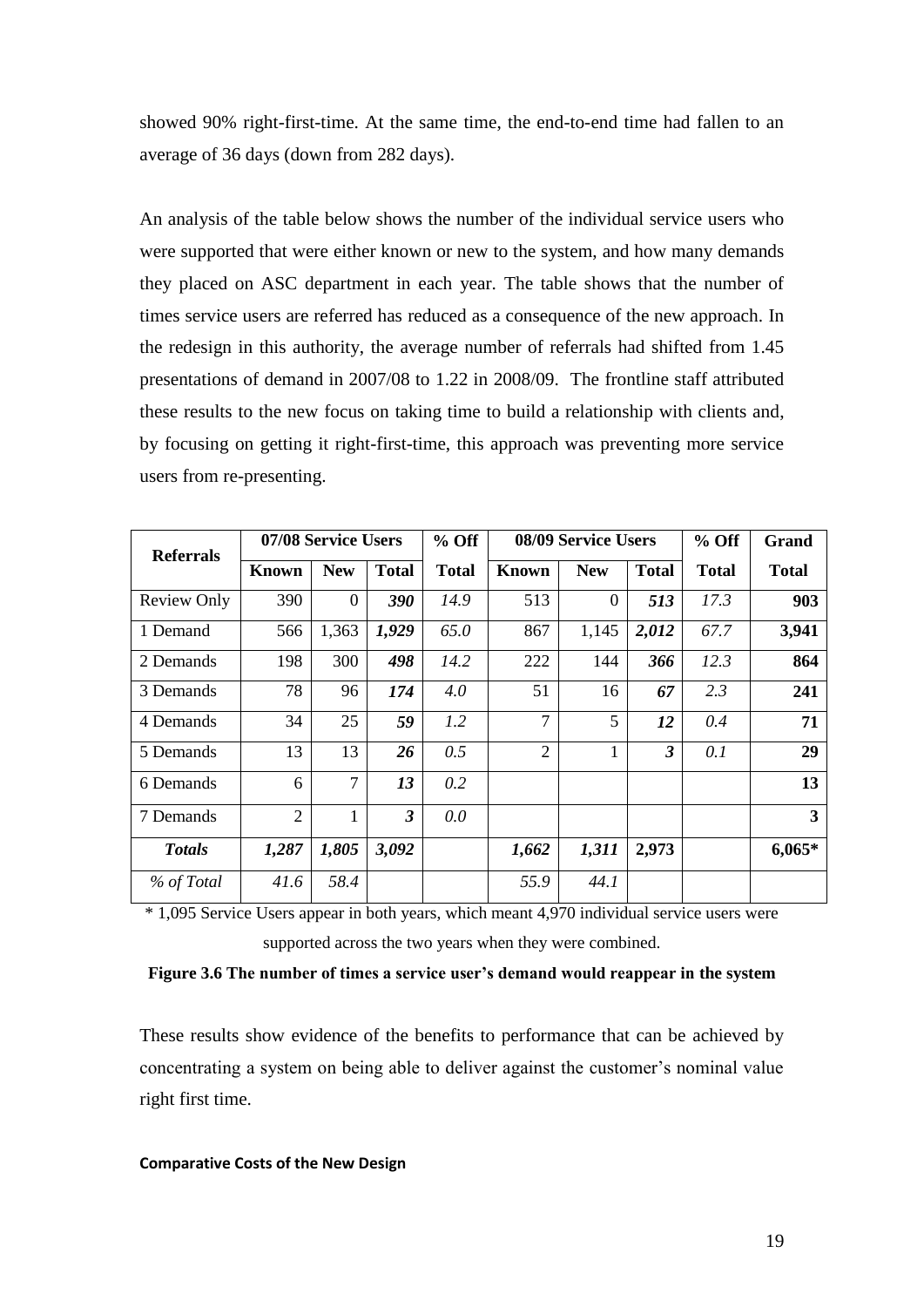showed 90% right-first-time. At the same time, the end-to-end time had fallen to an average of 36 days (down from 282 days).

An analysis of the table below shows the number of the individual service users who were supported that were either known or new to the system, and how many demands they placed on ASC department in each year. The table shows that the number of times service users are referred has reduced as a consequence of the new approach. In the redesign in this authority, the average number of referrals had shifted from 1.45 presentations of demand in 2007/08 to 1.22 in 2008/09. The frontline staff attributed these results to the new focus on taking time to build a relationship with clients and, by focusing on getting it right-first-time, this approach was preventing more service users from re-presenting.

| Referrals | 07/08 Service Users | | | % Off | 08/09 Service Users | | | % Off | Grand |
|---|---|---|---|---|---|---|---|---|---|
| | Known | New | Total | Total | Known | New | Total | Total | Total |
| Review Only | 390 | 0 | ***390*** | *14.9* | 513 | 0 | ***513*** | *17.3* | **903** |
| 1 Demand | 566 | 1,363 | ***1,929*** | *65.0* | 867 | 1,145 | ***2,012*** | *67.7* | **3,941** |
| 2 Demands | 198 | 300 | ***498*** | *14.2* | 222 | 144 | ***366*** | *12.3* | **864** |
| 3 Demands | 78 | 96 | ***174*** | *4.0* | 51 | 16 | ***67*** | *2.3* | **241** |
| 4 Demands | 34 | 25 | ***59*** | *1.2* | 7 | 5 | ***12*** | *0.4* | **71** |
| 5 Demands | 13 | 13 | ***26*** | *0.5* | 2 | 1 | ***3*** | *0.1* | **29** |
| 6 Demands | 6 | 7 | ***13*** | *0.2* | | | | | **13** |
| 7 Demands | 2 | 1 | ***3*** | *0.0* | | | | | **3** |
| ***Totals*** | ***1,287*** | ***1,805*** | ***3,092*** | | ***1,662*** | ***1,311*** | **2,973** | | **6,065*** |
| *% of Total* | *41.6* | *58.4* | | | *55.9* | *44.1* | | | |

\* 1,095 Service Users appear in both years, which meant 4,970 individual service users were supported across the two years when they were combined.

**Figure 3.6 The number of times a service user's demand would reappear in the system**

These results show evidence of the benefits to performance that can be achieved by concentrating a system on being able to deliver against the customer's nominal value right first time.

#### Comparative Costs of the New Design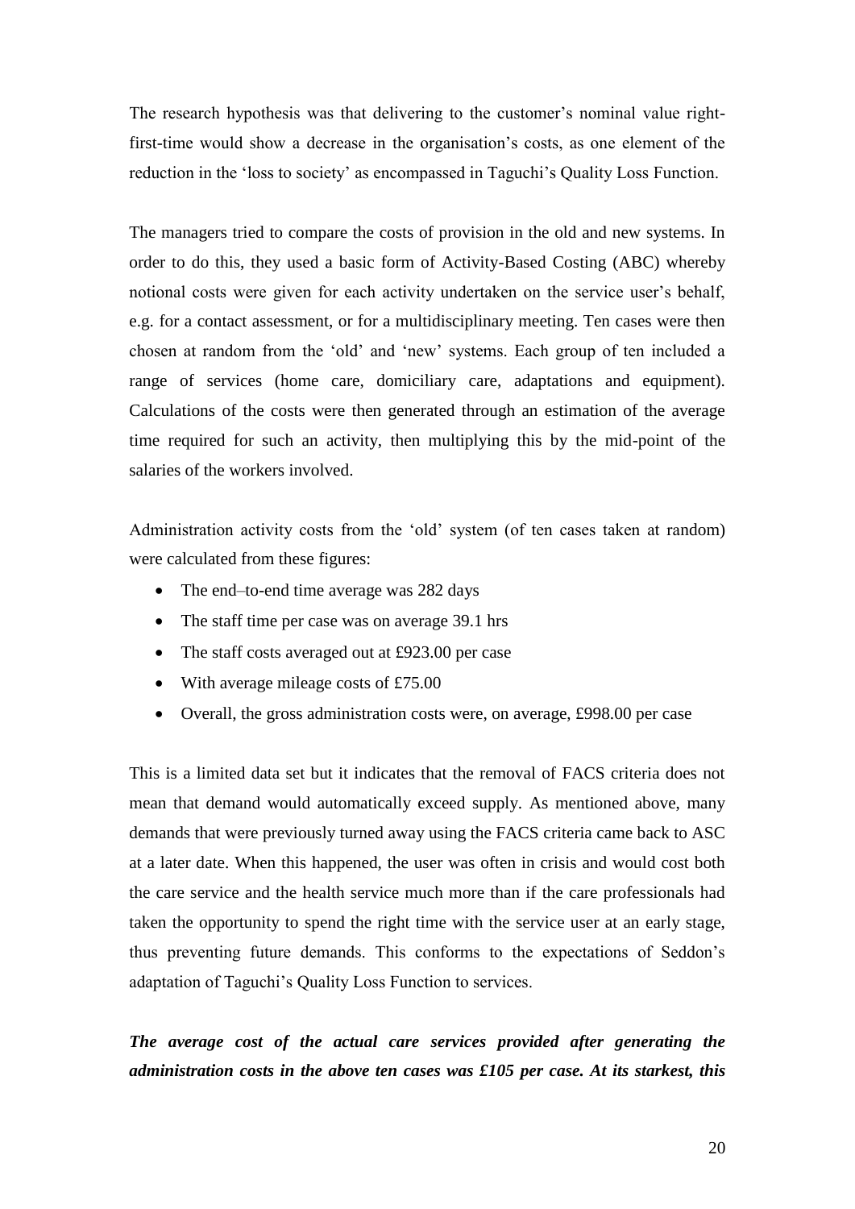The research hypothesis was that delivering to the customer's nominal value right-first-time would show a decrease in the organisation's costs, as one element of the reduction in the 'loss to society' as encompassed in Taguchi's Quality Loss Function.

The managers tried to compare the costs of provision in the old and new systems. In order to do this, they used a basic form of Activity-Based Costing (ABC) whereby notional costs were given for each activity undertaken on the service user's behalf, e.g. for a contact assessment, or for a multidisciplinary meeting. Ten cases were then chosen at random from the 'old' and 'new' systems. Each group of ten included a range of services (home care, domiciliary care, adaptations and equipment). Calculations of the costs were then generated through an estimation of the average time required for such an activity, then multiplying this by the mid-point of the salaries of the workers involved.

Administration activity costs from the 'old' system (of ten cases taken at random) were calculated from these figures:

- The end–to-end time average was 282 days
- The staff time per case was on average 39.1 hrs
- The staff costs averaged out at £923.00 per case
- With average mileage costs of £75.00
- Overall, the gross administration costs were, on average, £998.00 per case

This is a limited data set but it indicates that the removal of FACS criteria does not mean that demand would automatically exceed supply. As mentioned above, many demands that were previously turned away using the FACS criteria came back to ASC at a later date. When this happened, the user was often in crisis and would cost both the care service and the health service much more than if the care professionals had taken the opportunity to spend the right time with the service user at an early stage, thus preventing future demands. This conforms to the expectations of Seddon's adaptation of Taguchi's Quality Loss Function to services.

***The average cost of the actual care services provided after generating the administration costs in the above ten cases was £105 per case. At its starkest, this***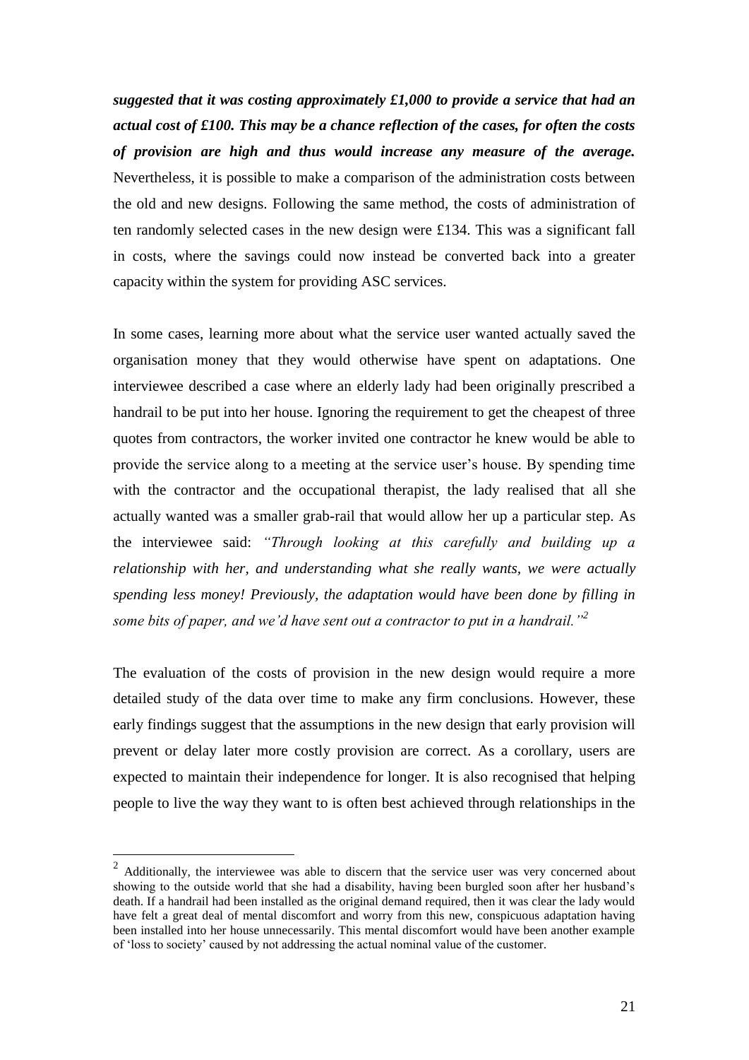***suggested that it was costing approximately £1,000 to provide a service that had an actual cost of £100. This may be a chance reflection of the cases, for often the costs of provision are high and thus would increase any measure of the average.*** Nevertheless, it is possible to make a comparison of the administration costs between the old and new designs. Following the same method, the costs of administration of ten randomly selected cases in the new design were £134. This was a significant fall in costs, where the savings could now instead be converted back into a greater capacity within the system for providing ASC services.

In some cases, learning more about what the service user wanted actually saved the organisation money that they would otherwise have spent on adaptations. One interviewee described a case where an elderly lady had been originally prescribed a handrail to be put into her house. Ignoring the requirement to get the cheapest of three quotes from contractors, the worker invited one contractor he knew would be able to provide the service along to a meeting at the service user's house. By spending time with the contractor and the occupational therapist, the lady realised that all she actually wanted was a smaller grab-rail that would allow her up a particular step. As the interviewee said: *"Through looking at this carefully and building up a relationship with her, and understanding what she really wants, we were actually spending less money! Previously, the adaptation would have been done by filling in some bits of paper, and we'd have sent out a contractor to put in a handrail."*[2]

The evaluation of the costs of provision in the new design would require a more detailed study of the data over time to make any firm conclusions. However, these early findings suggest that the assumptions in the new design that early provision will prevent or delay later more costly provision are correct. As a corollary, users are expected to maintain their independence for longer. It is also recognised that helping people to live the way they want to is often best achieved through relationships in the

[2] Additionally, the interviewee was able to discern that the service user was very concerned about showing to the outside world that she had a disability, having been burgled soon after her husband's death. If a handrail had been installed as the original demand required, then it was clear the lady would have felt a great deal of mental discomfort and worry from this new, conspicuous adaptation having been installed into her house unnecessarily. This mental discomfort would have been another example of 'loss to society' caused by not addressing the actual nominal value of the customer.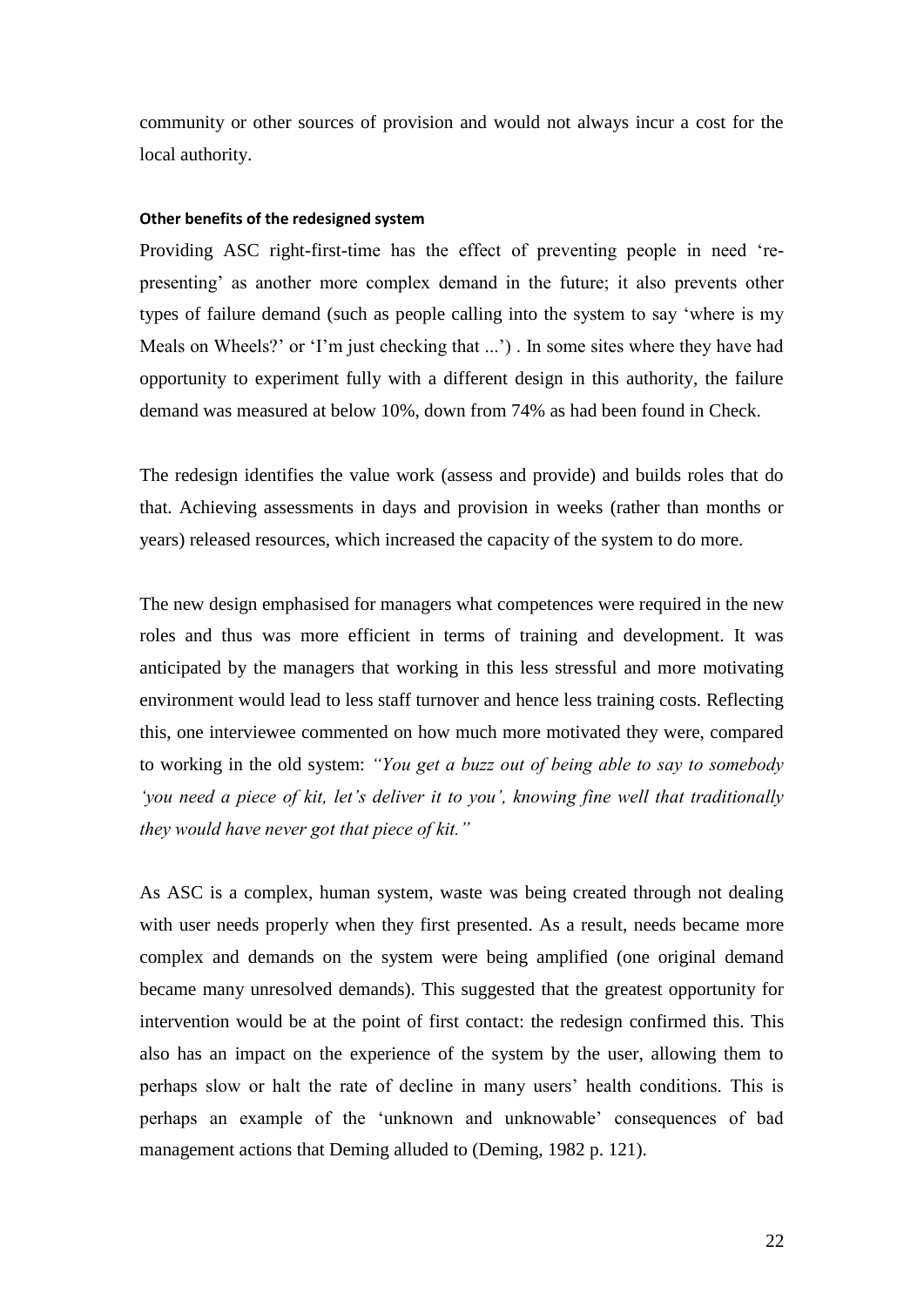community or other sources of provision and would not always incur a cost for the local authority.

### Other benefits of the redesigned system

Providing ASC right-first-time has the effect of preventing people in need 're-presenting' as another more complex demand in the future; it also prevents other types of failure demand (such as people calling into the system to say 'where is my Meals on Wheels?' or 'I'm just checking that ...') . In some sites where they have had opportunity to experiment fully with a different design in this authority, the failure demand was measured at below 10%, down from 74% as had been found in Check.

The redesign identifies the value work (assess and provide) and builds roles that do that. Achieving assessments in days and provision in weeks (rather than months or years) released resources, which increased the capacity of the system to do more.

The new design emphasised for managers what competences were required in the new roles and thus was more efficient in terms of training and development. It was anticipated by the managers that working in this less stressful and more motivating environment would lead to less staff turnover and hence less training costs. Reflecting this, one interviewee commented on how much more motivated they were, compared to working in the old system: *"You get a buzz out of being able to say to somebody 'you need a piece of kit, let's deliver it to you', knowing fine well that traditionally they would have never got that piece of kit."*

As ASC is a complex, human system, waste was being created through not dealing with user needs properly when they first presented. As a result, needs became more complex and demands on the system were being amplified (one original demand became many unresolved demands). This suggested that the greatest opportunity for intervention would be at the point of first contact: the redesign confirmed this. This also has an impact on the experience of the system by the user, allowing them to perhaps slow or halt the rate of decline in many users' health conditions. This is perhaps an example of the 'unknown and unknowable' consequences of bad management actions that Deming alluded to (Deming, 1982 p. 121).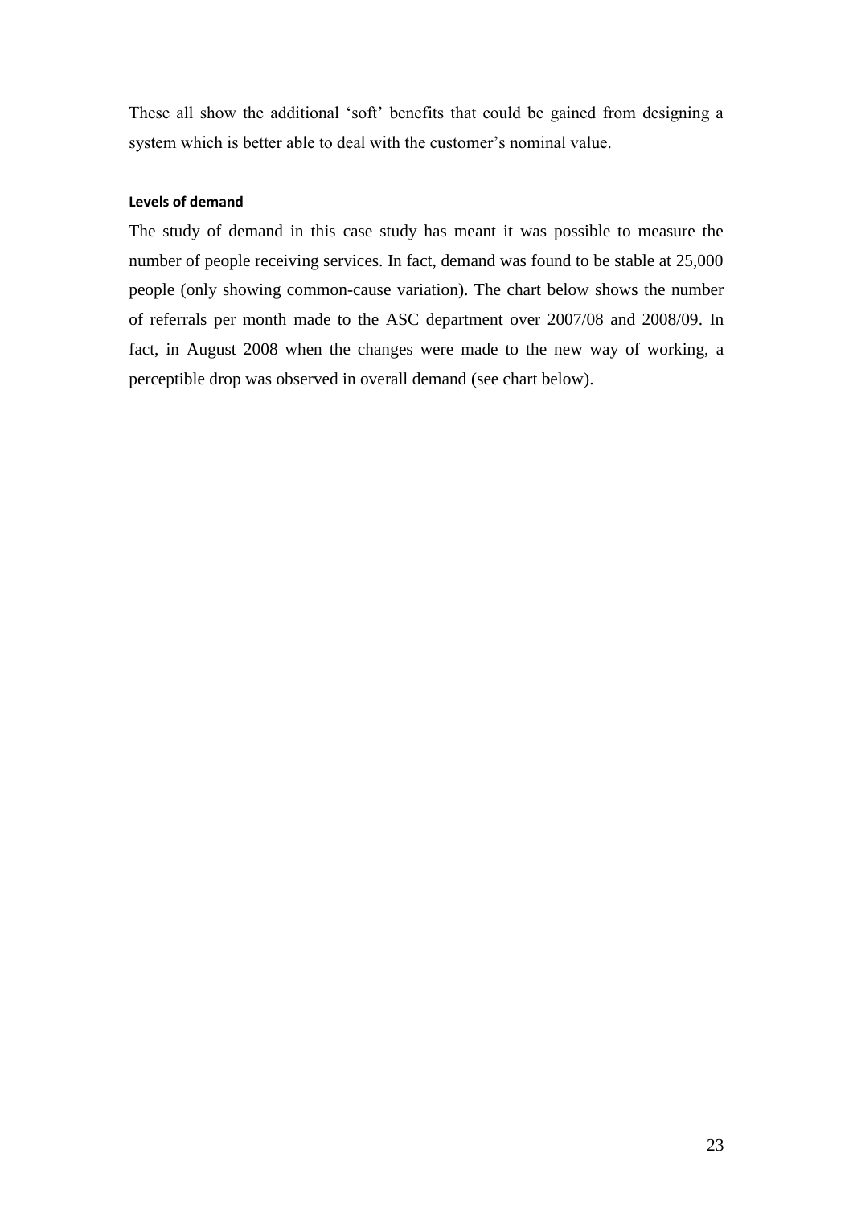These all show the additional 'soft' benefits that could be gained from designing a system which is better able to deal with the customer's nominal value.

#### Levels of demand

The study of demand in this case study has meant it was possible to measure the number of people receiving services. In fact, demand was found to be stable at 25,000 people (only showing common-cause variation). The chart below shows the number of referrals per month made to the ASC department over 2007/08 and 2008/09. In fact, in August 2008 when the changes were made to the new way of working, a perceptible drop was observed in overall demand (see chart below).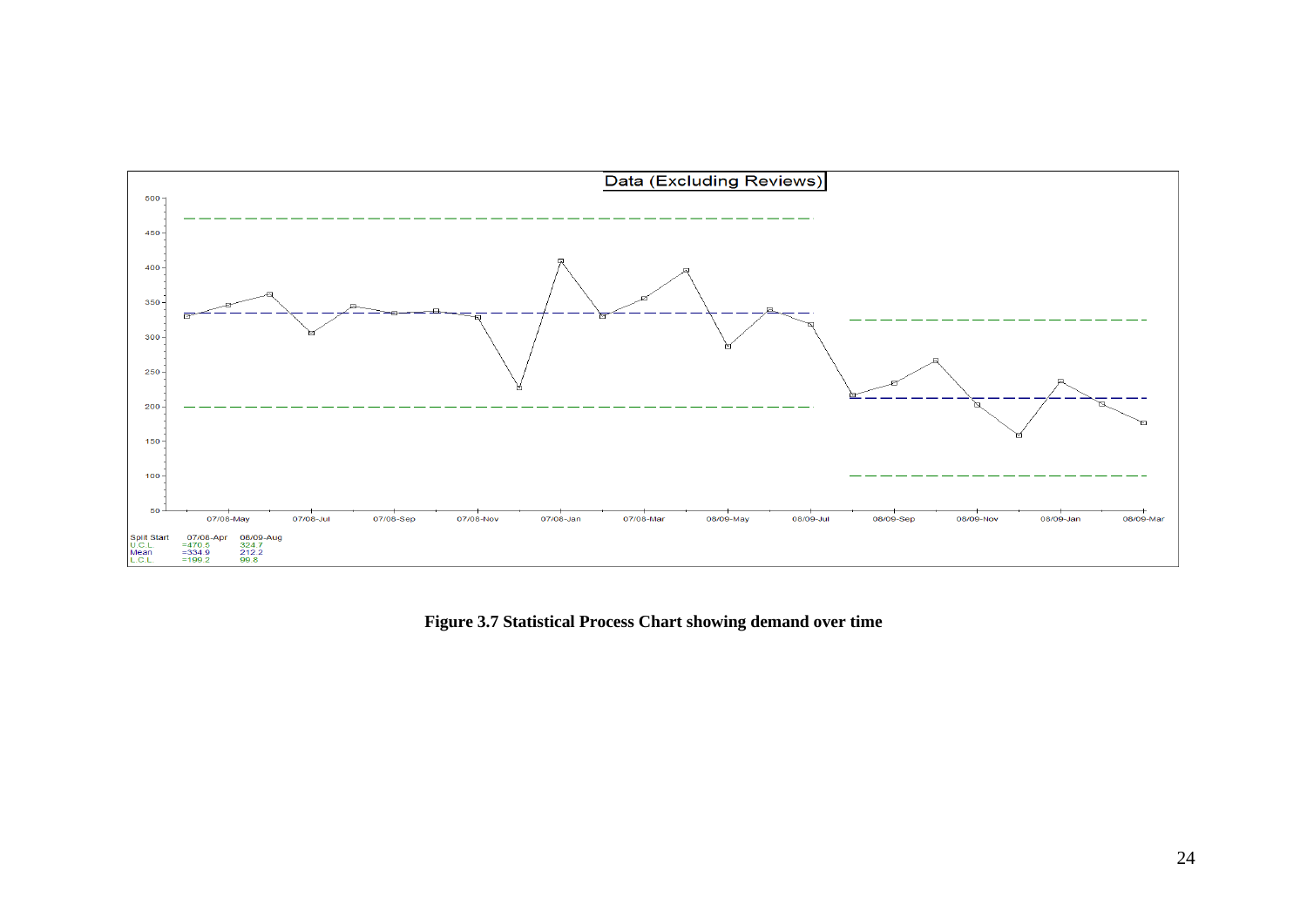**Data (Excluding Reviews)**

| Split Start | 07/08-Apr | 08/09-Aug |
|---|---|---|
| U.C.L | =470.5 | 324.7 |
| Mean | =334.9 | 212.2 |
| L.C.L | =199.2 | 99.8 |

**Figure 3.7 Statistical Process Chart showing demand over time**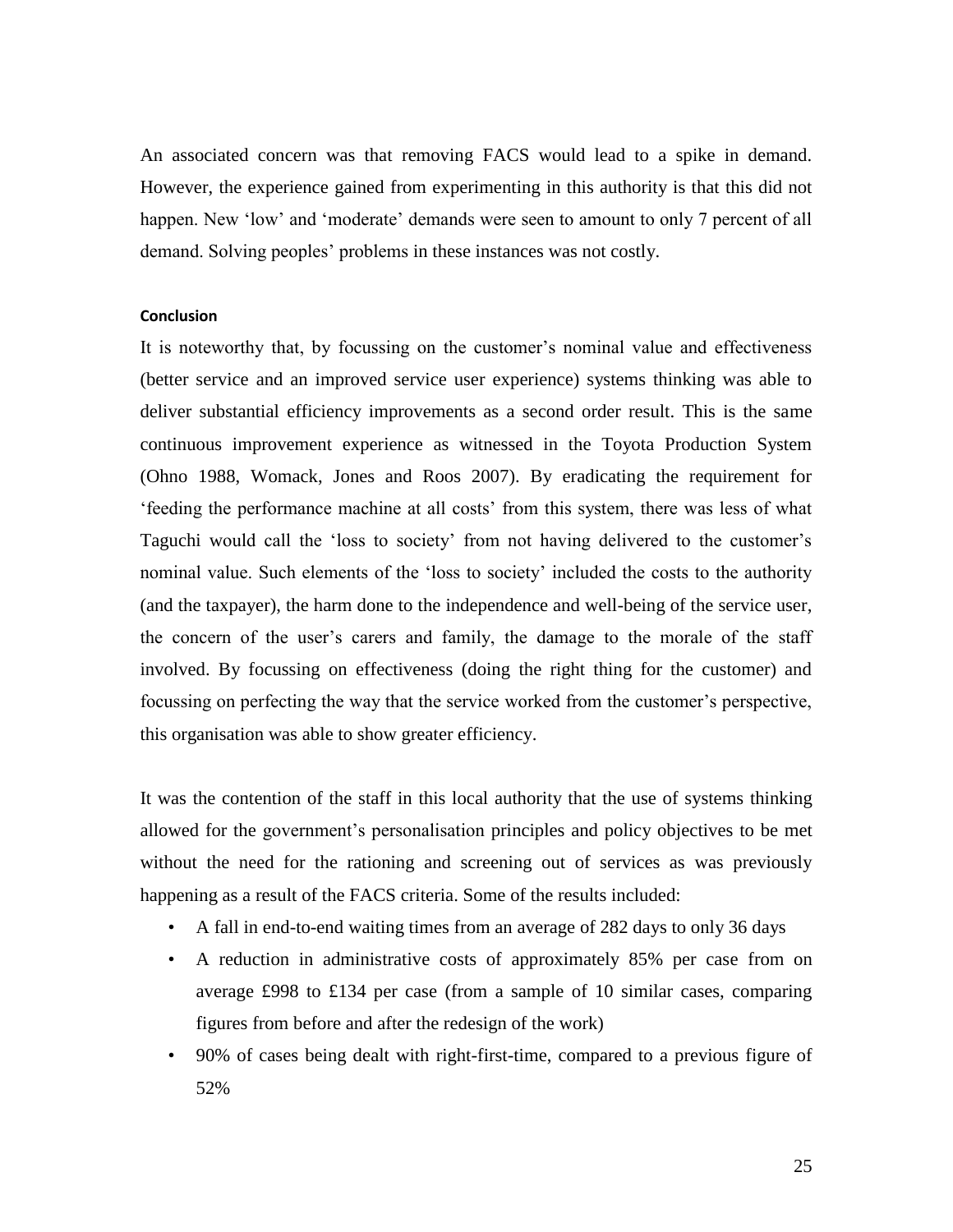An associated concern was that removing FACS would lead to a spike in demand. However, the experience gained from experimenting in this authority is that this did not happen. New 'low' and 'moderate' demands were seen to amount to only 7 percent of all demand. Solving peoples' problems in these instances was not costly.

#### Conclusion

It is noteworthy that, by focussing on the customer's nominal value and effectiveness (better service and an improved service user experience) systems thinking was able to deliver substantial efficiency improvements as a second order result. This is the same continuous improvement experience as witnessed in the Toyota Production System (Ohno 1988, Womack, Jones and Roos 2007). By eradicating the requirement for 'feeding the performance machine at all costs' from this system, there was less of what Taguchi would call the 'loss to society' from not having delivered to the customer's nominal value. Such elements of the 'loss to society' included the costs to the authority (and the taxpayer), the harm done to the independence and well-being of the service user, the concern of the user's carers and family, the damage to the morale of the staff involved. By focussing on effectiveness (doing the right thing for the customer) and focussing on perfecting the way that the service worked from the customer's perspective, this organisation was able to show greater efficiency.

It was the contention of the staff in this local authority that the use of systems thinking allowed for the government's personalisation principles and policy objectives to be met without the need for the rationing and screening out of services as was previously happening as a result of the FACS criteria. Some of the results included:

- A fall in end-to-end waiting times from an average of 282 days to only 36 days
- A reduction in administrative costs of approximately 85% per case from on average £998 to £134 per case (from a sample of 10 similar cases, comparing figures from before and after the redesign of the work)
- 90% of cases being dealt with right-first-time, compared to a previous figure of 52%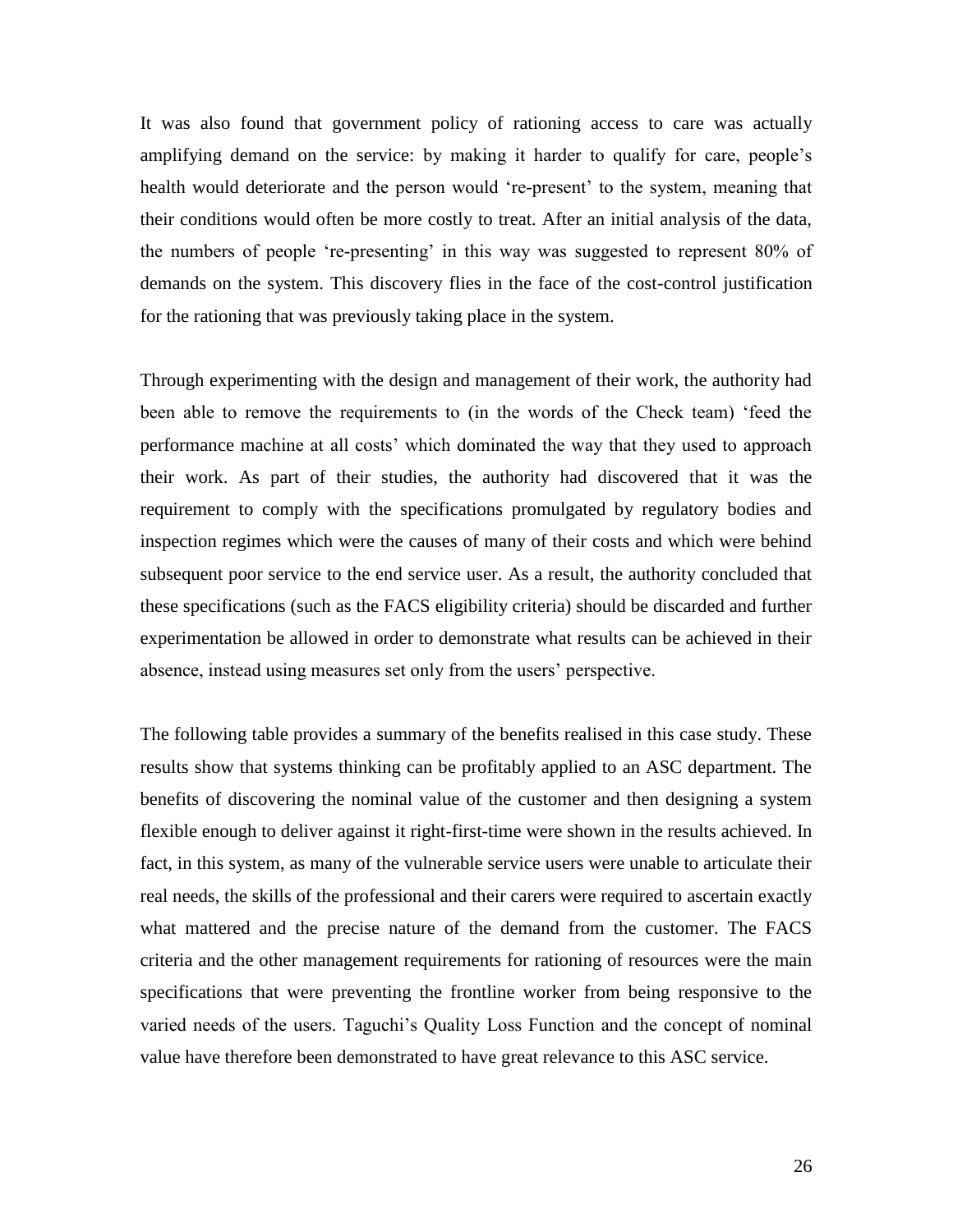It was also found that government policy of rationing access to care was actually amplifying demand on the service: by making it harder to qualify for care, people's health would deteriorate and the person would 're-present' to the system, meaning that their conditions would often be more costly to treat. After an initial analysis of the data, the numbers of people 're-presenting' in this way was suggested to represent 80% of demands on the system. This discovery flies in the face of the cost-control justification for the rationing that was previously taking place in the system.

Through experimenting with the design and management of their work, the authority had been able to remove the requirements to (in the words of the Check team) 'feed the performance machine at all costs' which dominated the way that they used to approach their work. As part of their studies, the authority had discovered that it was the requirement to comply with the specifications promulgated by regulatory bodies and inspection regimes which were the causes of many of their costs and which were behind subsequent poor service to the end service user. As a result, the authority concluded that these specifications (such as the FACS eligibility criteria) should be discarded and further experimentation be allowed in order to demonstrate what results can be achieved in their absence, instead using measures set only from the users' perspective.

The following table provides a summary of the benefits realised in this case study. These results show that systems thinking can be profitably applied to an ASC department. The benefits of discovering the nominal value of the customer and then designing a system flexible enough to deliver against it right-first-time were shown in the results achieved. In fact, in this system, as many of the vulnerable service users were unable to articulate their real needs, the skills of the professional and their carers were required to ascertain exactly what mattered and the precise nature of the demand from the customer. The FACS criteria and the other management requirements for rationing of resources were the main specifications that were preventing the frontline worker from being responsive to the varied needs of the users. Taguchi's Quality Loss Function and the concept of nominal value have therefore been demonstrated to have great relevance to this ASC service.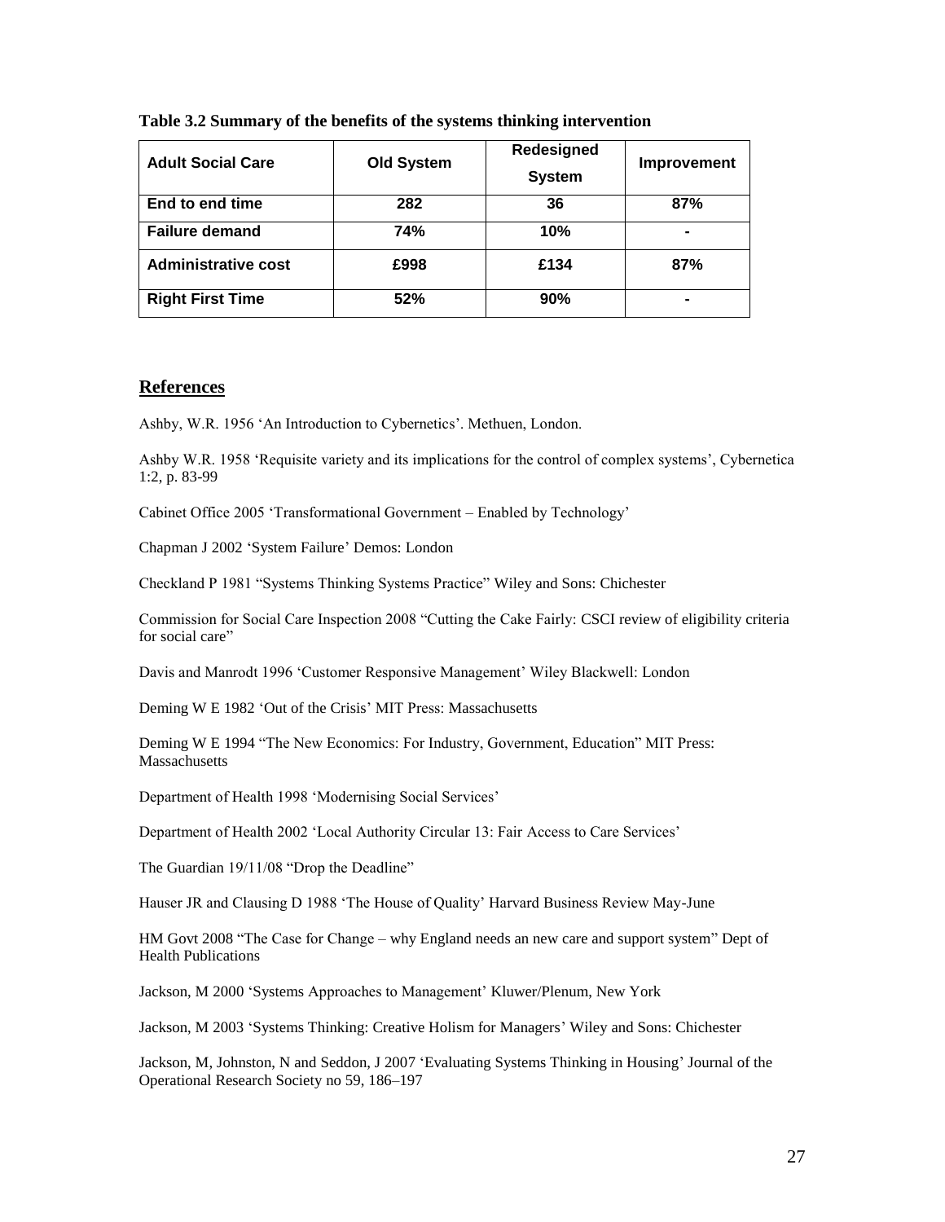**Table 3.2 Summary of the benefits of the systems thinking intervention**

| Adult Social Care | Old System | Redesigned System | Improvement |
|---|---|---|---|
| End to end time | 282 | 36 | 87% |
| Failure demand | 74% | 10% | - |
| Administrative cost | £998 | £134 | 87% |
| Right First Time | 52% | 90% | - |

## References

Ashby, W.R. 1956 'An Introduction to Cybernetics'. Methuen, London.

Ashby W.R. 1958 'Requisite variety and its implications for the control of complex systems', Cybernetica 1:2, p. 83-99

Cabinet Office 2005 'Transformational Government – Enabled by Technology'

Chapman J 2002 'System Failure' Demos: London

Checkland P 1981 "Systems Thinking Systems Practice" Wiley and Sons: Chichester

Commission for Social Care Inspection 2008 "Cutting the Cake Fairly: CSCI review of eligibility criteria for social care"

Davis and Manrodt 1996 'Customer Responsive Management' Wiley Blackwell: London

Deming W E 1982 'Out of the Crisis' MIT Press: Massachusetts

Deming W E 1994 "The New Economics: For Industry, Government, Education" MIT Press: Massachusetts

Department of Health 1998 'Modernising Social Services'

Department of Health 2002 'Local Authority Circular 13: Fair Access to Care Services'

The Guardian 19/11/08 "Drop the Deadline"

Hauser JR and Clausing D 1988 'The House of Quality' Harvard Business Review May-June

HM Govt 2008 "The Case for Change – why England needs an new care and support system" Dept of Health Publications

Jackson, M 2000 'Systems Approaches to Management' Kluwer/Plenum, New York

Jackson, M 2003 'Systems Thinking: Creative Holism for Managers' Wiley and Sons: Chichester

Jackson, M, Johnston, N and Seddon, J 2007 'Evaluating Systems Thinking in Housing' Journal of the Operational Research Society no 59, 186–197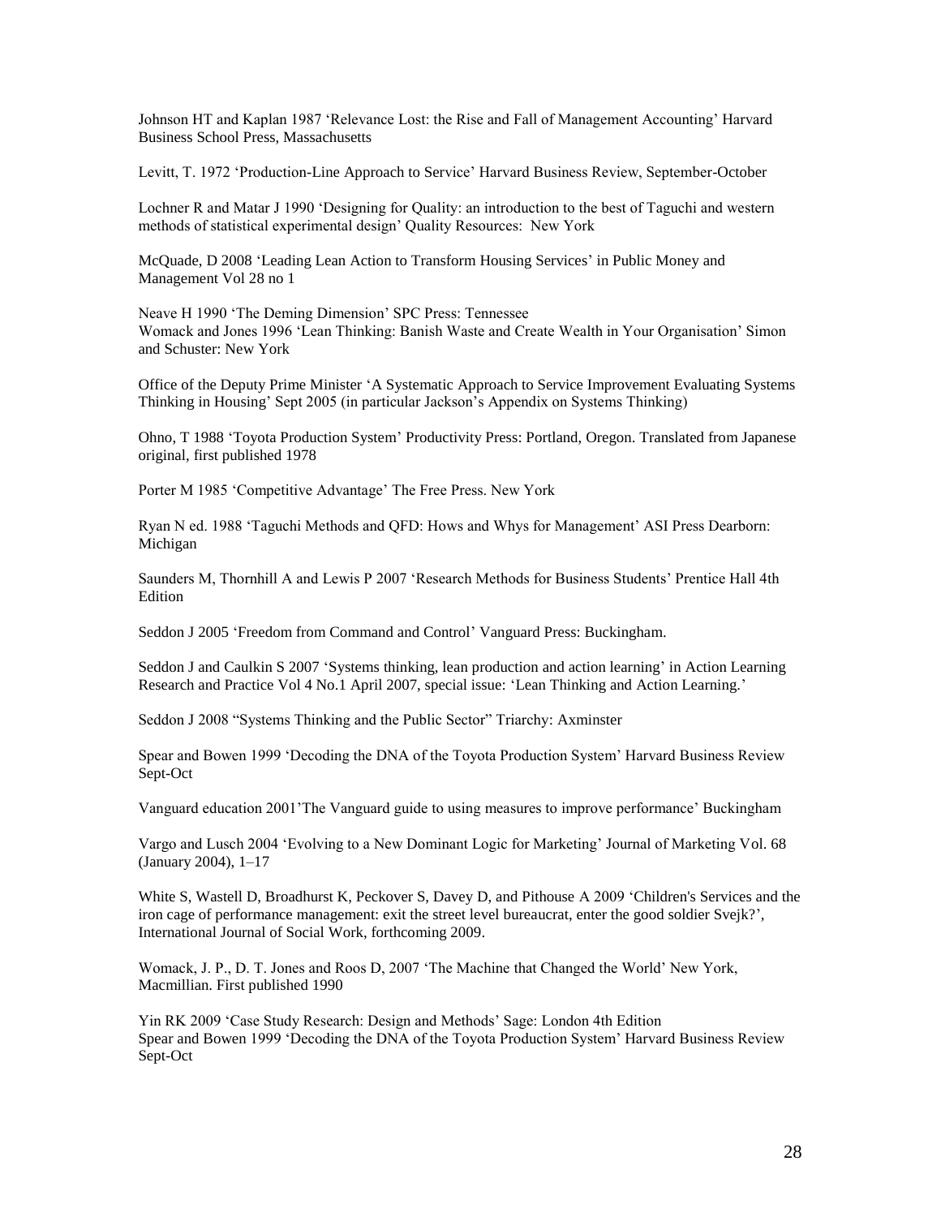Johnson HT and Kaplan 1987 'Relevance Lost: the Rise and Fall of Management Accounting' Harvard Business School Press, Massachusetts

Levitt, T. 1972 'Production-Line Approach to Service' Harvard Business Review, September-October

Lochner R and Matar J 1990 'Designing for Quality: an introduction to the best of Taguchi and western methods of statistical experimental design' Quality Resources: New York

McQuade, D 2008 'Leading Lean Action to Transform Housing Services' in Public Money and Management Vol 28 no 1

Neave H 1990 'The Deming Dimension' SPC Press: Tennessee
Womack and Jones 1996 'Lean Thinking: Banish Waste and Create Wealth in Your Organisation' Simon and Schuster: New York

Office of the Deputy Prime Minister 'A Systematic Approach to Service Improvement Evaluating Systems Thinking in Housing' Sept 2005 (in particular Jackson's Appendix on Systems Thinking)

Ohno, T 1988 'Toyota Production System' Productivity Press: Portland, Oregon. Translated from Japanese original, first published 1978

Porter M 1985 'Competitive Advantage' The Free Press. New York

Ryan N ed. 1988 'Taguchi Methods and QFD: Hows and Whys for Management' ASI Press Dearborn: Michigan

Saunders M, Thornhill A and Lewis P 2007 'Research Methods for Business Students' Prentice Hall 4th Edition

Seddon J 2005 'Freedom from Command and Control' Vanguard Press: Buckingham.

Seddon J and Caulkin S 2007 'Systems thinking, lean production and action learning' in Action Learning Research and Practice Vol 4 No.1 April 2007, special issue: 'Lean Thinking and Action Learning.'

Seddon J 2008 "Systems Thinking and the Public Sector" Triarchy: Axminster

Spear and Bowen 1999 'Decoding the DNA of the Toyota Production System' Harvard Business Review Sept-Oct

Vanguard education 2001'The Vanguard guide to using measures to improve performance' Buckingham

Vargo and Lusch 2004 'Evolving to a New Dominant Logic for Marketing' Journal of Marketing Vol. 68 (January 2004), 1–17

White S, Wastell D, Broadhurst K, Peckover S, Davey D, and Pithouse A 2009 'Children's Services and the iron cage of performance management: exit the street level bureaucrat, enter the good soldier Svejk?', International Journal of Social Work, forthcoming 2009.

Womack, J. P., D. T. Jones and Roos D, 2007 'The Machine that Changed the World' New York, Macmillian. First published 1990

Yin RK 2009 'Case Study Research: Design and Methods' Sage: London 4th Edition
Spear and Bowen 1999 'Decoding the DNA of the Toyota Production System' Harvard Business Review Sept-Oct